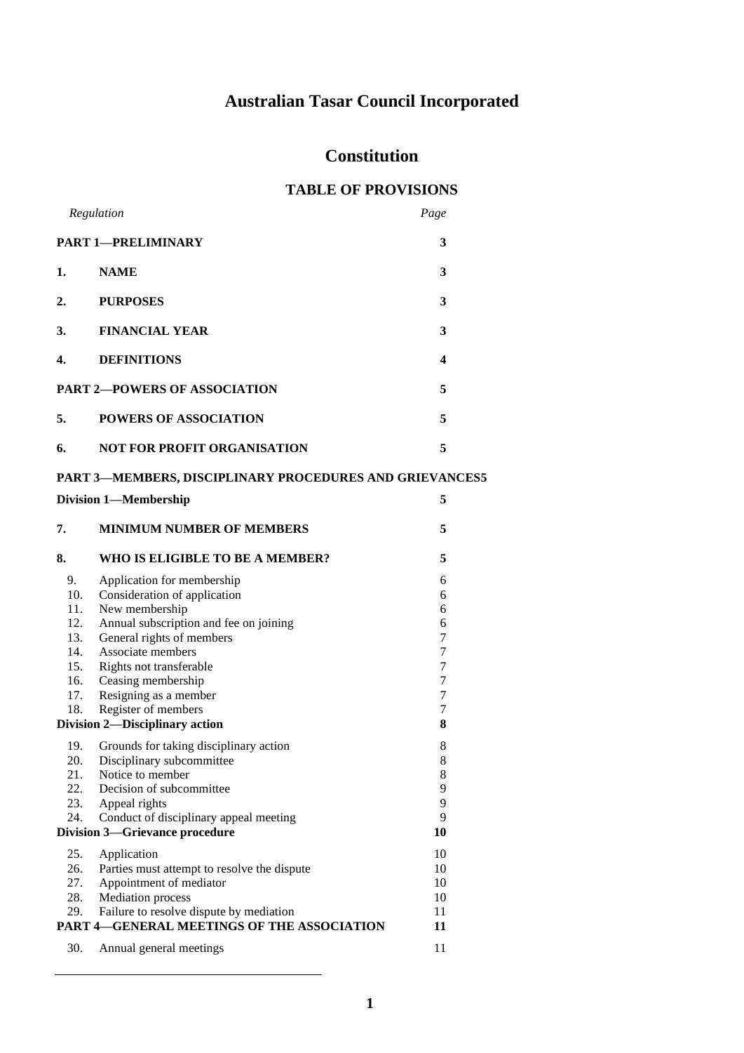# Australian Tasar Council Incorporated

# Constitution

## TABLE OF PROVISIONS

| *Regulation* | | *Page* |
|---|---|---|
| **PART 1—PRELIMINARY** | | **3** |
| **1.** | **NAME** | **3** |
| **2.** | **PURPOSES** | **3** |
| **3.** | **FINANCIAL YEAR** | **3** |
| **4.** | **DEFINITIONS** | **4** |
| **PART 2—POWERS OF ASSOCIATION** | | **5** |
| **5.** | **POWERS OF ASSOCIATION** | **5** |
| **6.** | **NOT FOR PROFIT ORGANISATION** | **5** |
| **PART 3—MEMBERS, DISCIPLINARY PROCEDURES AND GRIEVANCES** | | **5** |
| **Division 1—Membership** | | **5** |
| **7.** | **MINIMUM NUMBER OF MEMBERS** | **5** |
| **8.** | **WHO IS ELIGIBLE TO BE A MEMBER?** | **5** |
| 9. | Application for membership | 6 |
| 10. | Consideration of application | 6 |
| 11. | New membership | 6 |
| 12. | Annual subscription and fee on joining | 6 |
| 13. | General rights of members | 7 |
| 14. | Associate members | 7 |
| 15. | Rights not transferable | 7 |
| 16. | Ceasing membership | 7 |
| 17. | Resigning as a member | 7 |
| 18. | Register of members | 7 |
| **Division 2—Disciplinary action** | | **8** |
| 19. | Grounds for taking disciplinary action | 8 |
| 20. | Disciplinary subcommittee | 8 |
| 21. | Notice to member | 8 |
| 22. | Decision of subcommittee | 9 |
| 23. | Appeal rights | 9 |
| 24. | Conduct of disciplinary appeal meeting | 9 |
| **Division 3—Grievance procedure** | | **10** |
| 25. | Application | 10 |
| 26. | Parties must attempt to resolve the dispute | 10 |
| 27. | Appointment of mediator | 10 |
| 28. | Mediation process | 10 |
| 29. | Failure to resolve dispute by mediation | 11 |
| **PART 4—GENERAL MEETINGS OF THE ASSOCIATION** | | **11** |
| 30. | Annual general meetings | 11 |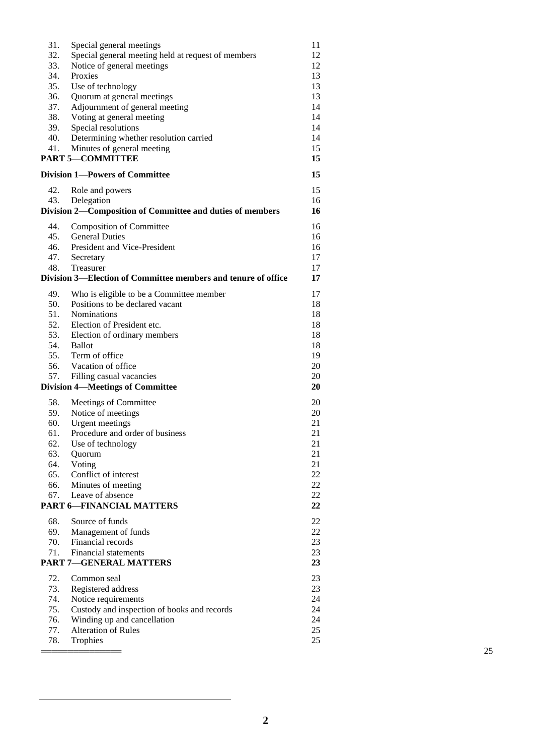| | | |
|---|---|---|
| 31. | Special general meetings | 11 |
| 32. | Special general meeting held at request of members | 12 |
| 33. | Notice of general meetings | 12 |
| 34. | Proxies | 13 |
| 35. | Use of technology | 13 |
| 36. | Quorum at general meetings | 13 |
| 37. | Adjournment of general meeting | 14 |
| 38. | Voting at general meeting | 14 |
| 39. | Special resolutions | 14 |
| 40. | Determining whether resolution carried | 14 |
| 41. | Minutes of general meeting | 15 |
| **PART 5—COMMITTEE** | | **15** |
| **Division 1—Powers of Committee** | | **15** |
| 42. | Role and powers | 15 |
| 43. | Delegation | 16 |
| **Division 2—Composition of Committee and duties of members** | | **16** |
| 44. | Composition of Committee | 16 |
| 45. | General Duties | 16 |
| 46. | President and Vice-President | 16 |
| 47. | Secretary | 17 |
| 48. | Treasurer | 17 |
| **Division 3—Election of Committee members and tenure of office** | | **17** |
| 49. | Who is eligible to be a Committee member | 17 |
| 50. | Positions to be declared vacant | 18 |
| 51. | Nominations | 18 |
| 52. | Election of President etc. | 18 |
| 53. | Election of ordinary members | 18 |
| 54. | Ballot | 18 |
| 55. | Term of office | 19 |
| 56. | Vacation of office | 20 |
| 57. | Filling casual vacancies | 20 |
| **Division 4—Meetings of Committee** | | **20** |
| 58. | Meetings of Committee | 20 |
| 59. | Notice of meetings | 20 |
| 60. | Urgent meetings | 21 |
| 61. | Procedure and order of business | 21 |
| 62. | Use of technology | 21 |
| 63. | Quorum | 21 |
| 64. | Voting | 21 |
| 65. | Conflict of interest | 22 |
| 66. | Minutes of meeting | 22 |
| 67. | Leave of absence | 22 |
| **PART 6—FINANCIAL MATTERS** | | **22** |
| 68. | Source of funds | 22 |
| 69. | Management of funds | 22 |
| 70. | Financial records | 23 |
| 71. | Financial statements | 23 |
| **PART 7—GENERAL MATTERS** | | **23** |
| 72. | Common seal | 23 |
| 73. | Registered address | 23 |
| 74. | Notice requirements | 24 |
| 75. | Custody and inspection of books and records | 24 |
| 76. | Winding up and cancellation | 24 |
| 77. | Alteration of Rules | 25 |
| 78. | Trophies | 25 |

═══════════════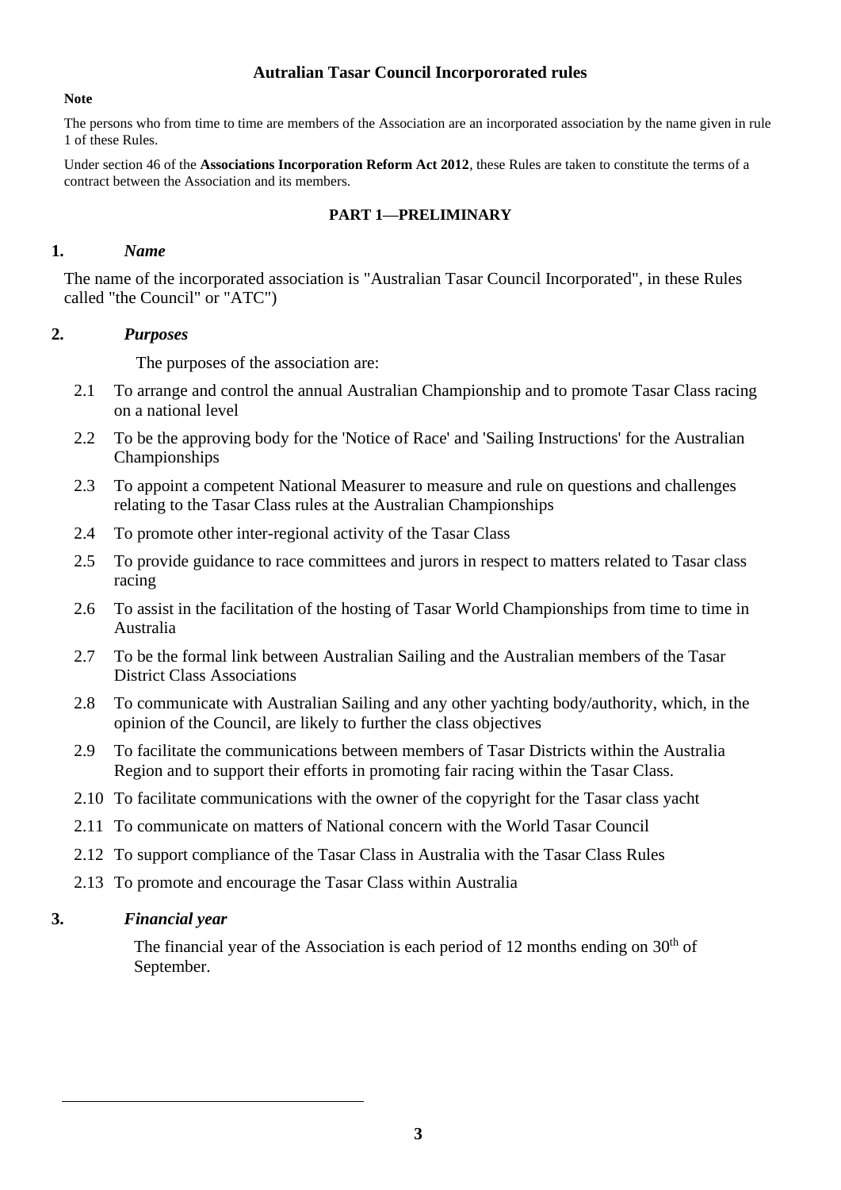# Autralian Tasar Council Incorpororated rules

**Note**

The persons who from time to time are members of the Association are an incorporated association by the name given in rule 1 of these Rules.

Under section 46 of the **Associations Incorporation Reform Act 2012**, these Rules are taken to constitute the terms of a contract between the Association and its members.

## PART 1—PRELIMINARY

### 1. *Name*

The name of the incorporated association is "Australian Tasar Council Incorporated", in these Rules called "the Council" or "ATC")

### 2. *Purposes*

The purposes of the association are:

2.1 To arrange and control the annual Australian Championship and to promote Tasar Class racing on a national level

2.2 To be the approving body for the 'Notice of Race' and 'Sailing Instructions' for the Australian Championships

2.3 To appoint a competent National Measurer to measure and rule on questions and challenges relating to the Tasar Class rules at the Australian Championships

2.4 To promote other inter-regional activity of the Tasar Class

2.5 To provide guidance to race committees and jurors in respect to matters related to Tasar class racing

2.6 To assist in the facilitation of the hosting of Tasar World Championships from time to time in Australia

2.7 To be the formal link between Australian Sailing and the Australian members of the Tasar District Class Associations

2.8 To communicate with Australian Sailing and any other yachting body/authority, which, in the opinion of the Council, are likely to further the class objectives

2.9 To facilitate the communications between members of Tasar Districts within the Australia Region and to support their efforts in promoting fair racing within the Tasar Class.

2.10 To facilitate communications with the owner of the copyright for the Tasar class yacht

2.11 To communicate on matters of National concern with the World Tasar Council

2.12 To support compliance of the Tasar Class in Australia with the Tasar Class Rules

2.13 To promote and encourage the Tasar Class within Australia

### 3. *Financial year*

The financial year of the Association is each period of 12 months ending on 30th of September.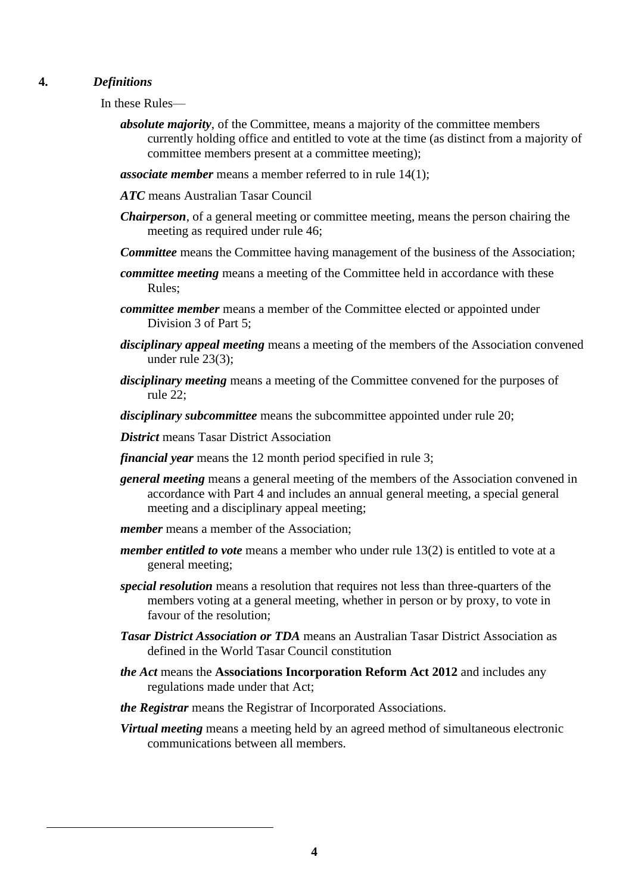**4.** ***Definitions***

In these Rules—

***absolute majority***, of the Committee, means a majority of the committee members currently holding office and entitled to vote at the time (as distinct from a majority of committee members present at a committee meeting);

***associate member*** means a member referred to in rule 14(1);

***ATC*** means Australian Tasar Council

***Chairperson***, of a general meeting or committee meeting, means the person chairing the meeting as required under rule 46;

***Committee*** means the Committee having management of the business of the Association;

***committee meeting*** means a meeting of the Committee held in accordance with these Rules;

***committee member*** means a member of the Committee elected or appointed under Division 3 of Part 5;

***disciplinary appeal meeting*** means a meeting of the members of the Association convened under rule 23(3);

***disciplinary meeting*** means a meeting of the Committee convened for the purposes of rule 22;

***disciplinary subcommittee*** means the subcommittee appointed under rule 20;

***District*** means Tasar District Association

***financial year*** means the 12 month period specified in rule 3;

***general meeting*** means a general meeting of the members of the Association convened in accordance with Part 4 and includes an annual general meeting, a special general meeting and a disciplinary appeal meeting;

***member*** means a member of the Association;

***member entitled to vote*** means a member who under rule 13(2) is entitled to vote at a general meeting;

***special resolution*** means a resolution that requires not less than three-quarters of the members voting at a general meeting, whether in person or by proxy, to vote in favour of the resolution;

***Tasar District Association or TDA*** means an Australian Tasar District Association as defined in the World Tasar Council constitution

***the Act*** means the **Associations Incorporation Reform Act 2012** and includes any regulations made under that Act;

***the Registrar*** means the Registrar of Incorporated Associations.

***Virtual meeting*** means a meeting held by an agreed method of simultaneous electronic communications between all members.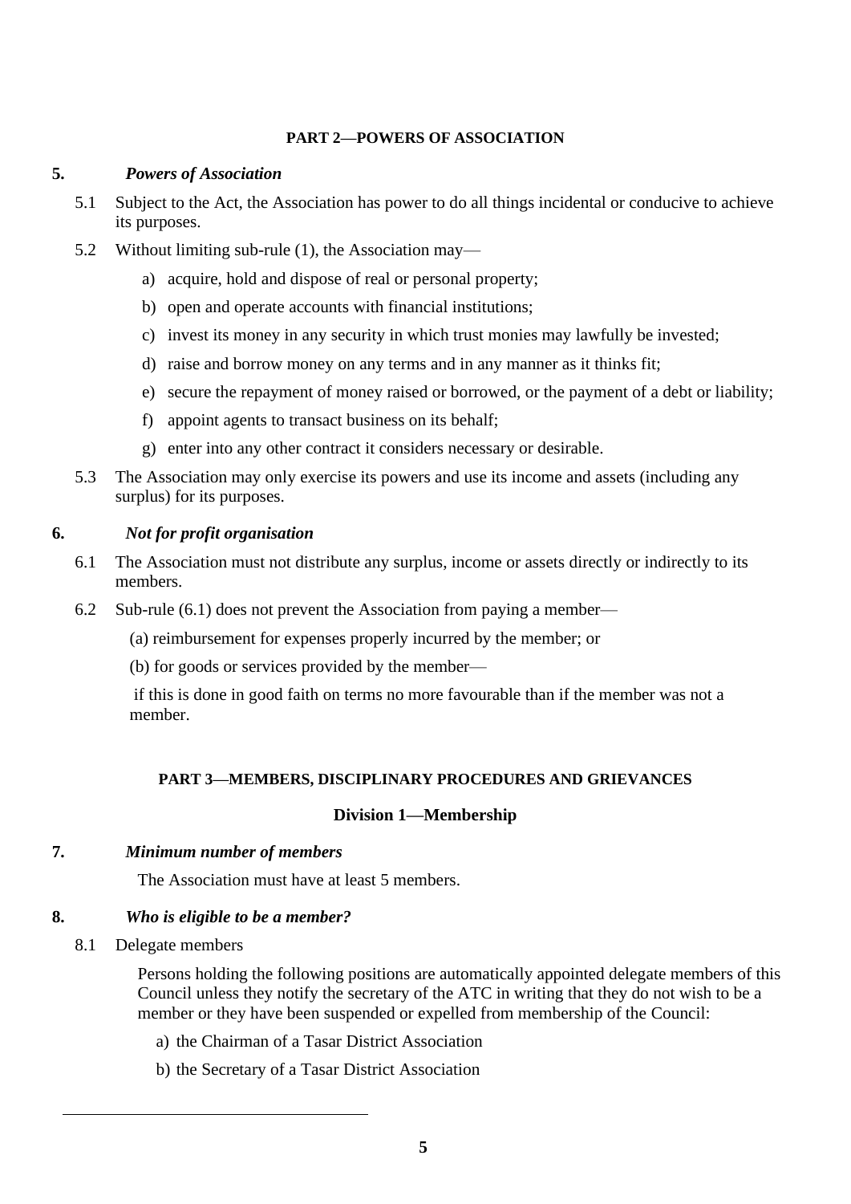## PART 2—POWERS OF ASSOCIATION

**5.** ***Powers of Association***

5.1 Subject to the Act, the Association has power to do all things incidental or conducive to achieve its purposes.

5.2 Without limiting sub-rule (1), the Association may—

a) acquire, hold and dispose of real or personal property;

b) open and operate accounts with financial institutions;

c) invest its money in any security in which trust monies may lawfully be invested;

d) raise and borrow money on any terms and in any manner as it thinks fit;

e) secure the repayment of money raised or borrowed, or the payment of a debt or liability;

f) appoint agents to transact business on its behalf;

g) enter into any other contract it considers necessary or desirable.

5.3 The Association may only exercise its powers and use its income and assets (including any surplus) for its purposes.

**6.** ***Not for profit organisation***

6.1 The Association must not distribute any surplus, income or assets directly or indirectly to its members.

6.2 Sub-rule (6.1) does not prevent the Association from paying a member—

(a) reimbursement for expenses properly incurred by the member; or

(b) for goods or services provided by the member—

if this is done in good faith on terms no more favourable than if the member was not a member.

## PART 3—MEMBERS, DISCIPLINARY PROCEDURES AND GRIEVANCES

### Division 1—Membership

**7.** ***Minimum number of members***

The Association must have at least 5 members.

**8.** ***Who is eligible to be a member?***

8.1 Delegate members

Persons holding the following positions are automatically appointed delegate members of this Council unless they notify the secretary of the ATC in writing that they do not wish to be a member or they have been suspended or expelled from membership of the Council:

a) the Chairman of a Tasar District Association

b) the Secretary of a Tasar District Association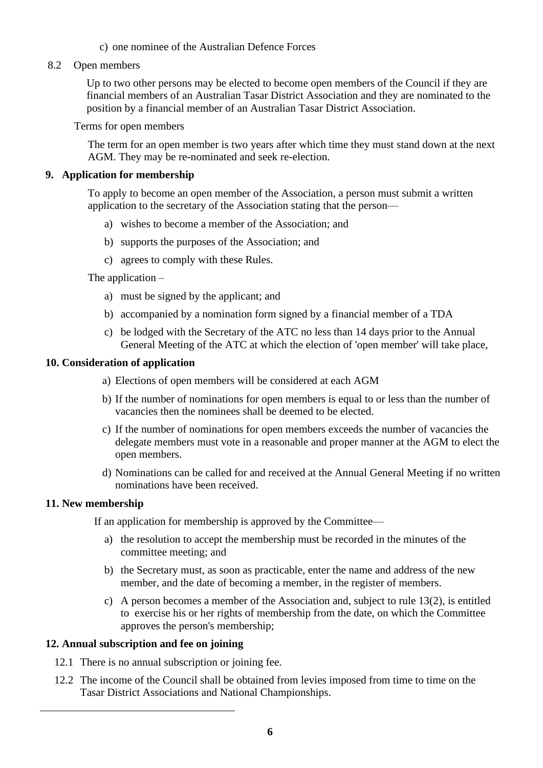c) one nominee of the Australian Defence Forces

8.2 Open members

Up to two other persons may be elected to become open members of the Council if they are financial members of an Australian Tasar District Association and they are nominated to the position by a financial member of an Australian Tasar District Association.

Terms for open members

The term for an open member is two years after which time they must stand down at the next AGM. They may be re-nominated and seek re-election.

**9. Application for membership**

To apply to become an open member of the Association, a person must submit a written application to the secretary of the Association stating that the person—

a) wishes to become a member of the Association; and
b) supports the purposes of the Association; and
c) agrees to comply with these Rules.

The application –

a) must be signed by the applicant; and
b) accompanied by a nomination form signed by a financial member of a TDA
c) be lodged with the Secretary of the ATC no less than 14 days prior to the Annual General Meeting of the ATC at which the election of 'open member' will take place,

**10. Consideration of application**

a) Elections of open members will be considered at each AGM
b) If the number of nominations for open members is equal to or less than the number of vacancies then the nominees shall be deemed to be elected.
c) If the number of nominations for open members exceeds the number of vacancies the delegate members must vote in a reasonable and proper manner at the AGM to elect the open members.
d) Nominations can be called for and received at the Annual General Meeting if no written nominations have been received.

**11. New membership**

If an application for membership is approved by the Committee—

a) the resolution to accept the membership must be recorded in the minutes of the committee meeting; and
b) the Secretary must, as soon as practicable, enter the name and address of the new member, and the date of becoming a member, in the register of members.
c) A person becomes a member of the Association and, subject to rule 13(2), is entitled to exercise his or her rights of membership from the date, on which the Committee approves the person's membership;

**12. Annual subscription and fee on joining**

12.1 There is no annual subscription or joining fee.

12.2 The income of the Council shall be obtained from levies imposed from time to time on the Tasar District Associations and National Championships.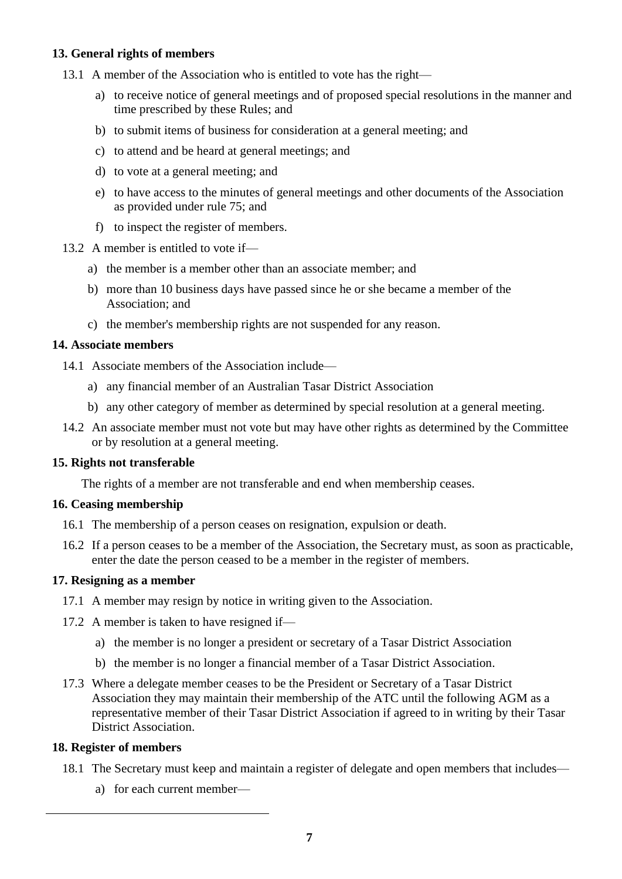**13. General rights of members**

13.1 A member of the Association who is entitled to vote has the right—

a) to receive notice of general meetings and of proposed special resolutions in the manner and time prescribed by these Rules; and

b) to submit items of business for consideration at a general meeting; and

c) to attend and be heard at general meetings; and

d) to vote at a general meeting; and

e) to have access to the minutes of general meetings and other documents of the Association as provided under rule 75; and

f) to inspect the register of members.

13.2 A member is entitled to vote if—

a) the member is a member other than an associate member; and

b) more than 10 business days have passed since he or she became a member of the Association; and

c) the member's membership rights are not suspended for any reason.

**14. Associate members**

14.1 Associate members of the Association include—

a) any financial member of an Australian Tasar District Association

b) any other category of member as determined by special resolution at a general meeting.

14.2 An associate member must not vote but may have other rights as determined by the Committee or by resolution at a general meeting.

**15. Rights not transferable**

The rights of a member are not transferable and end when membership ceases.

**16. Ceasing membership**

16.1 The membership of a person ceases on resignation, expulsion or death.

16.2 If a person ceases to be a member of the Association, the Secretary must, as soon as practicable, enter the date the person ceased to be a member in the register of members.

**17. Resigning as a member**

17.1 A member may resign by notice in writing given to the Association.

17.2 A member is taken to have resigned if—

a) the member is no longer a president or secretary of a Tasar District Association

b) the member is no longer a financial member of a Tasar District Association.

17.3 Where a delegate member ceases to be the President or Secretary of a Tasar District Association they may maintain their membership of the ATC until the following AGM as a representative member of their Tasar District Association if agreed to in writing by their Tasar District Association.

**18. Register of members**

18.1 The Secretary must keep and maintain a register of delegate and open members that includes—

a) for each current member—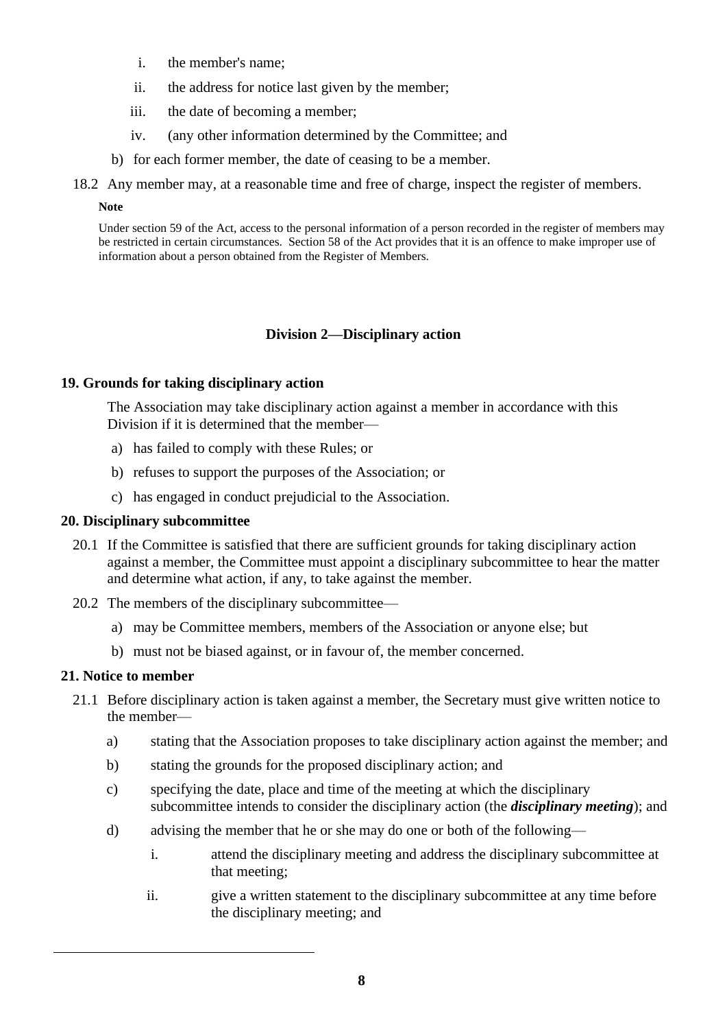i. the member's name;
   ii. the address for notice last given by the member;
   iii. the date of becoming a member;
   iv. (any other information determined by the Committee; and

b) for each former member, the date of ceasing to be a member.

18.2 Any member may, at a reasonable time and free of charge, inspect the register of members.

**Note**

Under section 59 of the Act, access to the personal information of a person recorded in the register of members may be restricted in certain circumstances. Section 58 of the Act provides that it is an offence to make improper use of information about a person obtained from the Register of Members.

## Division 2—Disciplinary action

### 19. Grounds for taking disciplinary action

The Association may take disciplinary action against a member in accordance with this Division if it is determined that the member—

a) has failed to comply with these Rules; or
b) refuses to support the purposes of the Association; or
c) has engaged in conduct prejudicial to the Association.

### 20. Disciplinary subcommittee

20.1 If the Committee is satisfied that there are sufficient grounds for taking disciplinary action against a member, the Committee must appoint a disciplinary subcommittee to hear the matter and determine what action, if any, to take against the member.

20.2 The members of the disciplinary subcommittee—

a) may be Committee members, members of the Association or anyone else; but
b) must not be biased against, or in favour of, the member concerned.

### 21. Notice to member

21.1 Before disciplinary action is taken against a member, the Secretary must give written notice to the member—

a) stating that the Association proposes to take disciplinary action against the member; and
b) stating the grounds for the proposed disciplinary action; and
c) specifying the date, place and time of the meeting at which the disciplinary subcommittee intends to consider the disciplinary action (the ***disciplinary meeting***); and
d) advising the member that he or she may do one or both of the following—
   i. attend the disciplinary meeting and address the disciplinary subcommittee at that meeting;
   ii. give a written statement to the disciplinary subcommittee at any time before the disciplinary meeting; and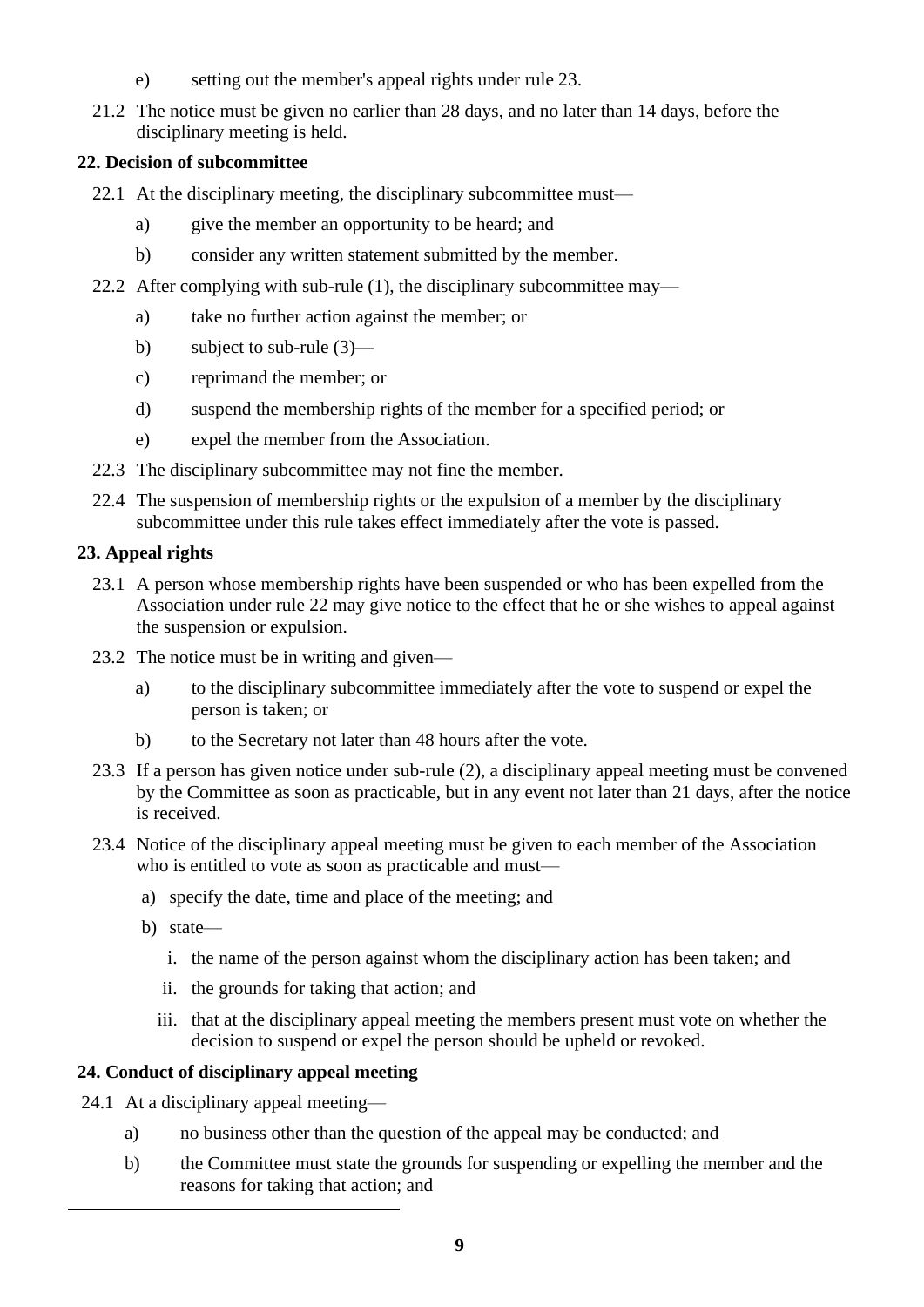e) setting out the member's appeal rights under rule 23.

21.2 The notice must be given no earlier than 28 days, and no later than 14 days, before the disciplinary meeting is held.

**22. Decision of subcommittee**

22.1 At the disciplinary meeting, the disciplinary subcommittee must—

a) give the member an opportunity to be heard; and

b) consider any written statement submitted by the member.

22.2 After complying with sub-rule (1), the disciplinary subcommittee may—

a) take no further action against the member; or

b) subject to sub-rule (3)—

c) reprimand the member; or

d) suspend the membership rights of the member for a specified period; or

e) expel the member from the Association.

22.3 The disciplinary subcommittee may not fine the member.

22.4 The suspension of membership rights or the expulsion of a member by the disciplinary subcommittee under this rule takes effect immediately after the vote is passed.

**23. Appeal rights**

23.1 A person whose membership rights have been suspended or who has been expelled from the Association under rule 22 may give notice to the effect that he or she wishes to appeal against the suspension or expulsion.

23.2 The notice must be in writing and given—

a) to the disciplinary subcommittee immediately after the vote to suspend or expel the person is taken; or

b) to the Secretary not later than 48 hours after the vote.

23.3 If a person has given notice under sub-rule (2), a disciplinary appeal meeting must be convened by the Committee as soon as practicable, but in any event not later than 21 days, after the notice is received.

23.4 Notice of the disciplinary appeal meeting must be given to each member of the Association who is entitled to vote as soon as practicable and must—

a) specify the date, time and place of the meeting; and

b) state—

i. the name of the person against whom the disciplinary action has been taken; and

ii. the grounds for taking that action; and

iii. that at the disciplinary appeal meeting the members present must vote on whether the decision to suspend or expel the person should be upheld or revoked.

**24. Conduct of disciplinary appeal meeting**

24.1 At a disciplinary appeal meeting—

a) no business other than the question of the appeal may be conducted; and

b) the Committee must state the grounds for suspending or expelling the member and the reasons for taking that action; and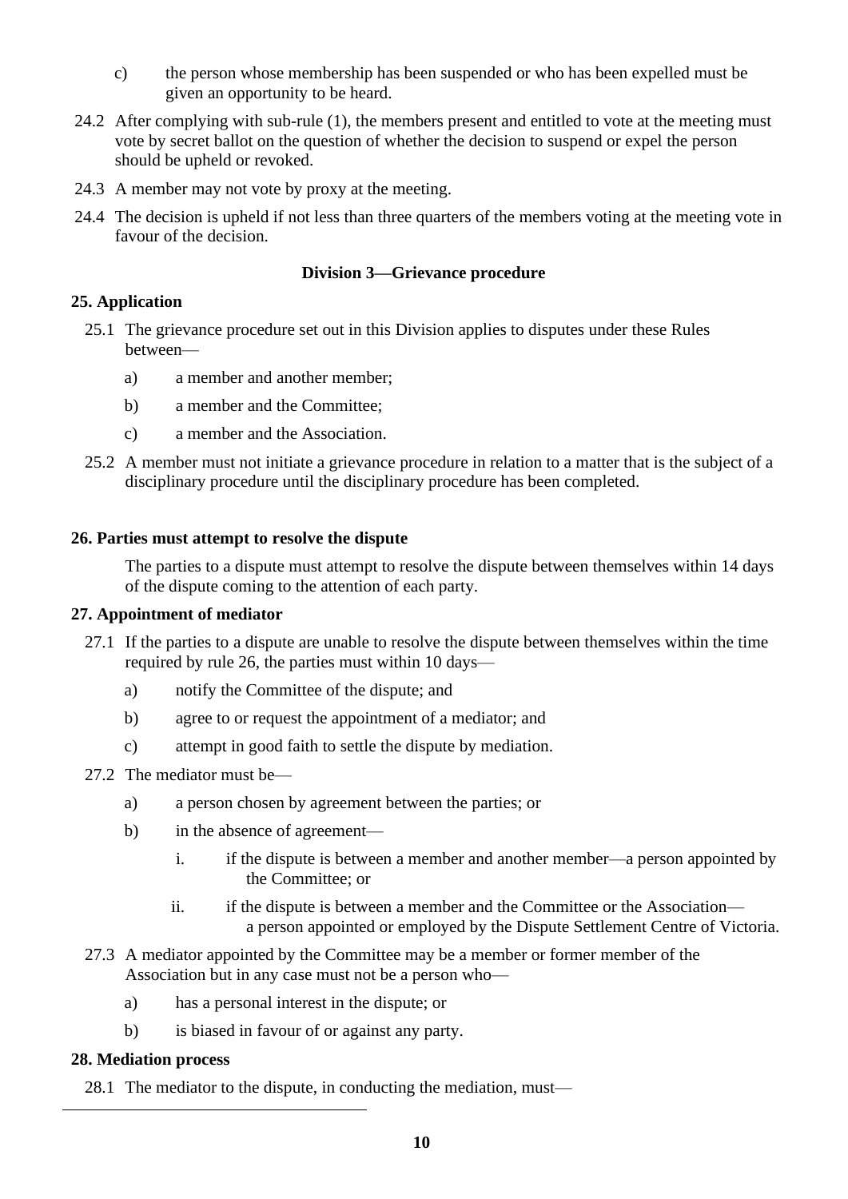c) the person whose membership has been suspended or who has been expelled must be given an opportunity to be heard.

24.2 After complying with sub-rule (1), the members present and entitled to vote at the meeting must vote by secret ballot on the question of whether the decision to suspend or expel the person should be upheld or revoked.

24.3 A member may not vote by proxy at the meeting.

24.4 The decision is upheld if not less than three quarters of the members voting at the meeting vote in favour of the decision.

### Division 3—Grievance procedure

#### 25. Application

25.1 The grievance procedure set out in this Division applies to disputes under these Rules between—

- a) a member and another member;
- b) a member and the Committee;
- c) a member and the Association.

25.2 A member must not initiate a grievance procedure in relation to a matter that is the subject of a disciplinary procedure until the disciplinary procedure has been completed.

#### 26. Parties must attempt to resolve the dispute

The parties to a dispute must attempt to resolve the dispute between themselves within 14 days of the dispute coming to the attention of each party.

#### 27. Appointment of mediator

27.1 If the parties to a dispute are unable to resolve the dispute between themselves within the time required by rule 26, the parties must within 10 days—

- a) notify the Committee of the dispute; and
- b) agree to or request the appointment of a mediator; and
- c) attempt in good faith to settle the dispute by mediation.

27.2 The mediator must be—

- a) a person chosen by agreement between the parties; or
- b) in the absence of agreement—
  - i. if the dispute is between a member and another member—a person appointed by the Committee; or
  - ii. if the dispute is between a member and the Committee or the Association—a person appointed or employed by the Dispute Settlement Centre of Victoria.

27.3 A mediator appointed by the Committee may be a member or former member of the Association but in any case must not be a person who—

- a) has a personal interest in the dispute; or
- b) is biased in favour of or against any party.

#### 28. Mediation process

28.1 The mediator to the dispute, in conducting the mediation, must—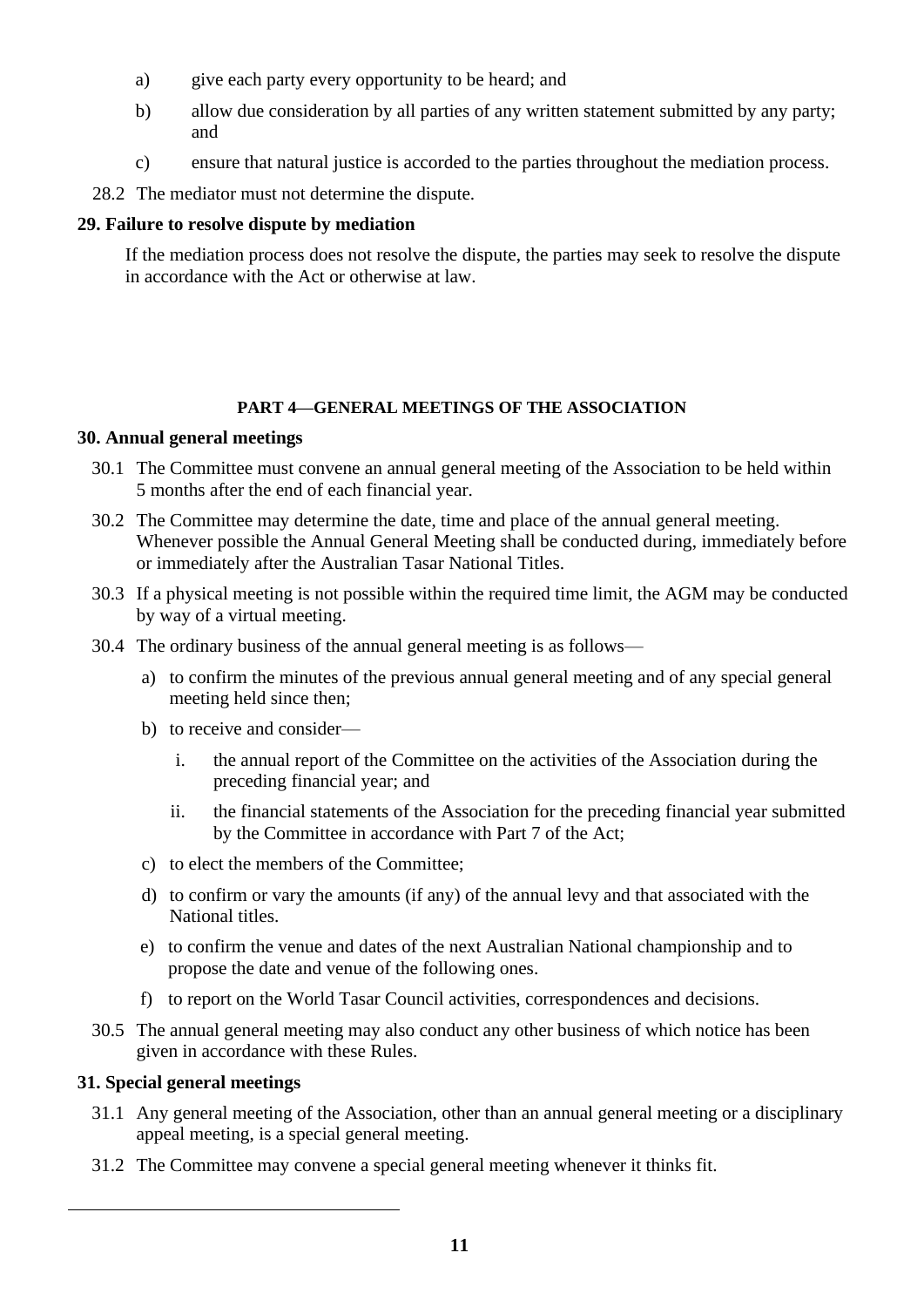a) give each party every opportunity to be heard; and

b) allow due consideration by all parties of any written statement submitted by any party; and

c) ensure that natural justice is accorded to the parties throughout the mediation process.

28.2 The mediator must not determine the dispute.

**29. Failure to resolve dispute by mediation**

If the mediation process does not resolve the dispute, the parties may seek to resolve the dispute in accordance with the Act or otherwise at law.

## PART 4—GENERAL MEETINGS OF THE ASSOCIATION

**30. Annual general meetings**

30.1 The Committee must convene an annual general meeting of the Association to be held within 5 months after the end of each financial year.

30.2 The Committee may determine the date, time and place of the annual general meeting. Whenever possible the Annual General Meeting shall be conducted during, immediately before or immediately after the Australian Tasar National Titles.

30.3 If a physical meeting is not possible within the required time limit, the AGM may be conducted by way of a virtual meeting.

30.4 The ordinary business of the annual general meeting is as follows—

a) to confirm the minutes of the previous annual general meeting and of any special general meeting held since then;

b) to receive and consider—

   i. the annual report of the Committee on the activities of the Association during the preceding financial year; and

   ii. the financial statements of the Association for the preceding financial year submitted by the Committee in accordance with Part 7 of the Act;

c) to elect the members of the Committee;

d) to confirm or vary the amounts (if any) of the annual levy and that associated with the National titles.

e) to confirm the venue and dates of the next Australian National championship and to propose the date and venue of the following ones.

f) to report on the World Tasar Council activities, correspondences and decisions.

30.5 The annual general meeting may also conduct any other business of which notice has been given in accordance with these Rules.

**31. Special general meetings**

31.1 Any general meeting of the Association, other than an annual general meeting or a disciplinary appeal meeting, is a special general meeting.

31.2 The Committee may convene a special general meeting whenever it thinks fit.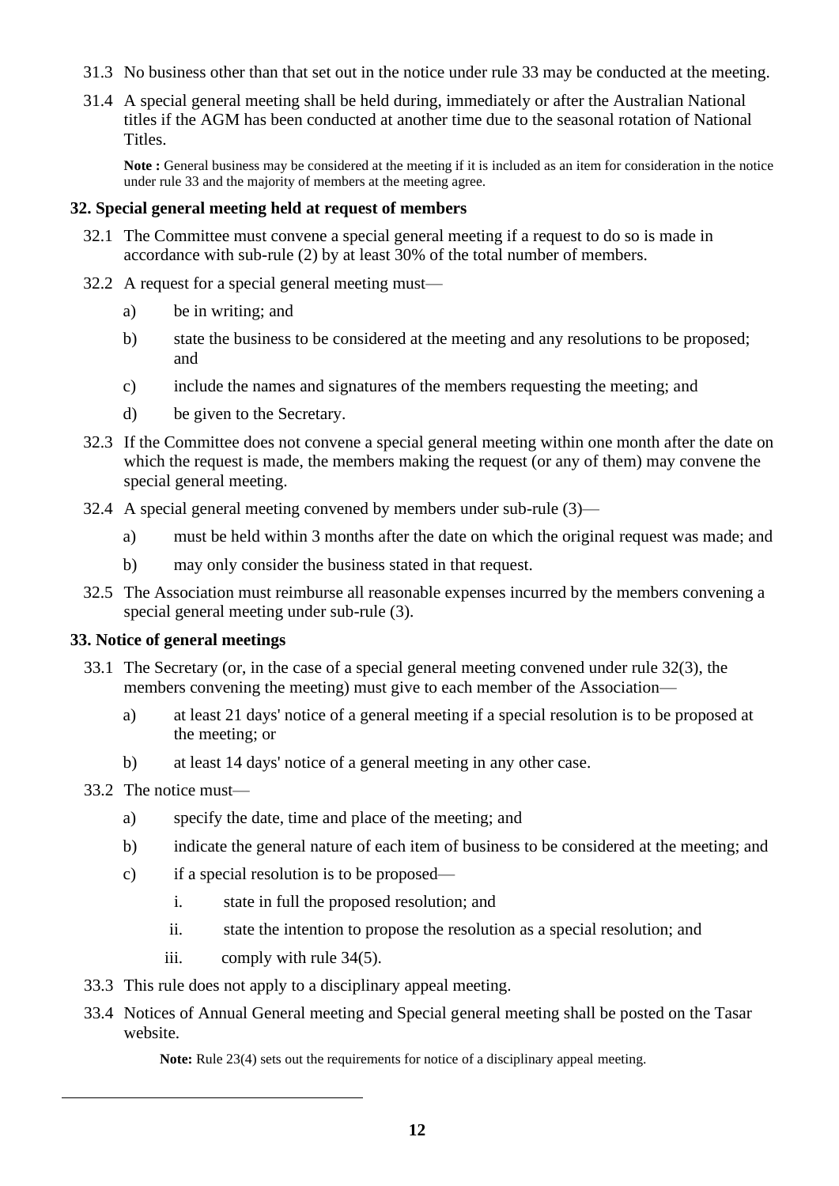31.3 No business other than that set out in the notice under rule 33 may be conducted at the meeting.

31.4 A special general meeting shall be held during, immediately or after the Australian National titles if the AGM has been conducted at another time due to the seasonal rotation of National Titles.

**Note :** General business may be considered at the meeting if it is included as an item for consideration in the notice under rule 33 and the majority of members at the meeting agree.

### 32. Special general meeting held at request of members

32.1 The Committee must convene a special general meeting if a request to do so is made in accordance with sub-rule (2) by at least 30% of the total number of members.

32.2 A request for a special general meeting must—

a) be in writing; and

b) state the business to be considered at the meeting and any resolutions to be proposed; and

c) include the names and signatures of the members requesting the meeting; and

d) be given to the Secretary.

32.3 If the Committee does not convene a special general meeting within one month after the date on which the request is made, the members making the request (or any of them) may convene the special general meeting.

32.4 A special general meeting convened by members under sub-rule (3)—

a) must be held within 3 months after the date on which the original request was made; and

b) may only consider the business stated in that request.

32.5 The Association must reimburse all reasonable expenses incurred by the members convening a special general meeting under sub-rule (3).

### 33. Notice of general meetings

33.1 The Secretary (or, in the case of a special general meeting convened under rule 32(3), the members convening the meeting) must give to each member of the Association—

a) at least 21 days' notice of a general meeting if a special resolution is to be proposed at the meeting; or

b) at least 14 days' notice of a general meeting in any other case.

33.2 The notice must—

a) specify the date, time and place of the meeting; and

b) indicate the general nature of each item of business to be considered at the meeting; and

c) if a special resolution is to be proposed—

i. state in full the proposed resolution; and

ii. state the intention to propose the resolution as a special resolution; and

iii. comply with rule 34(5).

33.3 This rule does not apply to a disciplinary appeal meeting.

33.4 Notices of Annual General meeting and Special general meeting shall be posted on the Tasar website.

**Note:** Rule 23(4) sets out the requirements for notice of a disciplinary appeal meeting.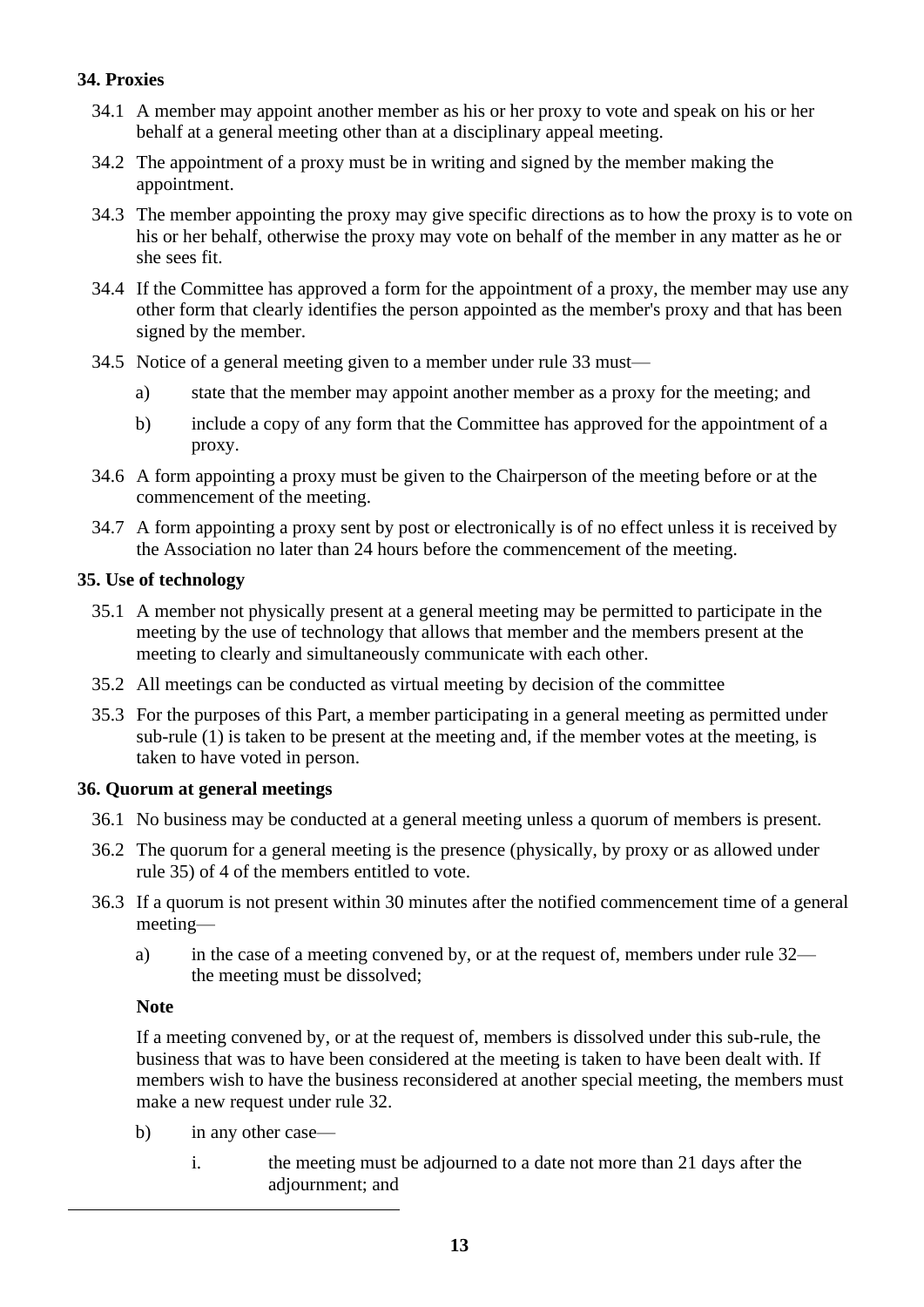**34. Proxies**

34.1 A member may appoint another member as his or her proxy to vote and speak on his or her behalf at a general meeting other than at a disciplinary appeal meeting.

34.2 The appointment of a proxy must be in writing and signed by the member making the appointment.

34.3 The member appointing the proxy may give specific directions as to how the proxy is to vote on his or her behalf, otherwise the proxy may vote on behalf of the member in any matter as he or she sees fit.

34.4 If the Committee has approved a form for the appointment of a proxy, the member may use any other form that clearly identifies the person appointed as the member's proxy and that has been signed by the member.

34.5 Notice of a general meeting given to a member under rule 33 must—

- a) state that the member may appoint another member as a proxy for the meeting; and
- b) include a copy of any form that the Committee has approved for the appointment of a proxy.

34.6 A form appointing a proxy must be given to the Chairperson of the meeting before or at the commencement of the meeting.

34.7 A form appointing a proxy sent by post or electronically is of no effect unless it is received by the Association no later than 24 hours before the commencement of the meeting.

**35. Use of technology**

35.1 A member not physically present at a general meeting may be permitted to participate in the meeting by the use of technology that allows that member and the members present at the meeting to clearly and simultaneously communicate with each other.

35.2 All meetings can be conducted as virtual meeting by decision of the committee

35.3 For the purposes of this Part, a member participating in a general meeting as permitted under sub-rule (1) is taken to be present at the meeting and, if the member votes at the meeting, is taken to have voted in person.

**36. Quorum at general meetings**

36.1 No business may be conducted at a general meeting unless a quorum of members is present.

36.2 The quorum for a general meeting is the presence (physically, by proxy or as allowed under rule 35) of 4 of the members entitled to vote.

36.3 If a quorum is not present within 30 minutes after the notified commencement time of a general meeting—

- a) in the case of a meeting convened by, or at the request of, members under rule 32—the meeting must be dissolved;

  **Note**

  If a meeting convened by, or at the request of, members is dissolved under this sub-rule, the business that was to have been considered at the meeting is taken to have been dealt with. If members wish to have the business reconsidered at another special meeting, the members must make a new request under rule 32.

- b) in any other case—
  - i. the meeting must be adjourned to a date not more than 21 days after the adjournment; and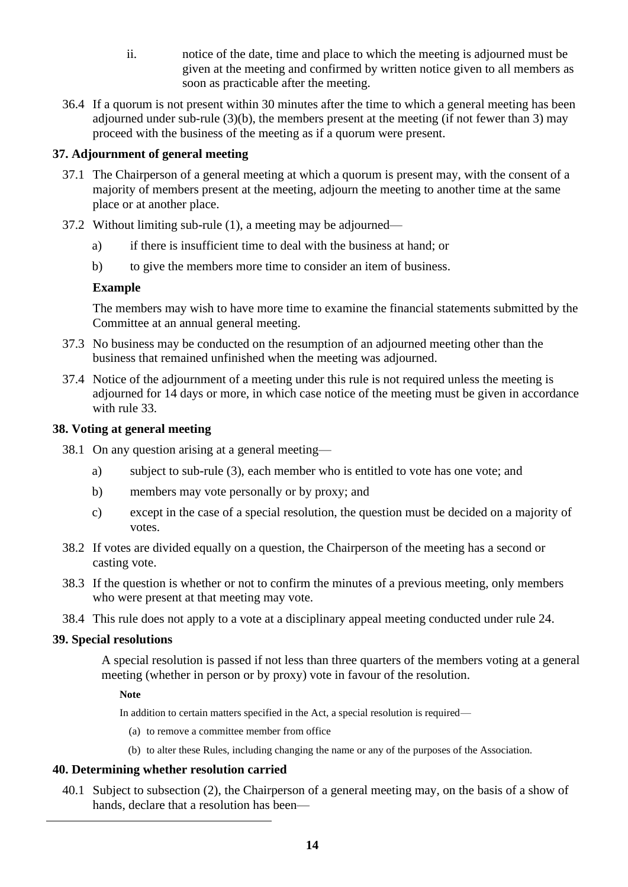ii. notice of the date, time and place to which the meeting is adjourned must be given at the meeting and confirmed by written notice given to all members as soon as practicable after the meeting.

36.4 If a quorum is not present within 30 minutes after the time to which a general meeting has been adjourned under sub-rule (3)(b), the members present at the meeting (if not fewer than 3) may proceed with the business of the meeting as if a quorum were present.

**37. Adjournment of general meeting**

37.1 The Chairperson of a general meeting at which a quorum is present may, with the consent of a majority of members present at the meeting, adjourn the meeting to another time at the same place or at another place.

37.2 Without limiting sub-rule (1), a meeting may be adjourned—

a) if there is insufficient time to deal with the business at hand; or

b) to give the members more time to consider an item of business.

**Example**

The members may wish to have more time to examine the financial statements submitted by the Committee at an annual general meeting.

37.3 No business may be conducted on the resumption of an adjourned meeting other than the business that remained unfinished when the meeting was adjourned.

37.4 Notice of the adjournment of a meeting under this rule is not required unless the meeting is adjourned for 14 days or more, in which case notice of the meeting must be given in accordance with rule 33.

**38. Voting at general meeting**

38.1 On any question arising at a general meeting—

a) subject to sub-rule (3), each member who is entitled to vote has one vote; and

b) members may vote personally or by proxy; and

c) except in the case of a special resolution, the question must be decided on a majority of votes.

38.2 If votes are divided equally on a question, the Chairperson of the meeting has a second or casting vote.

38.3 If the question is whether or not to confirm the minutes of a previous meeting, only members who were present at that meeting may vote.

38.4 This rule does not apply to a vote at a disciplinary appeal meeting conducted under rule 24.

**39. Special resolutions**

A special resolution is passed if not less than three quarters of the members voting at a general meeting (whether in person or by proxy) vote in favour of the resolution.

**Note**

In addition to certain matters specified in the Act, a special resolution is required—

(a) to remove a committee member from office

(b) to alter these Rules, including changing the name or any of the purposes of the Association.

**40. Determining whether resolution carried**

40.1 Subject to subsection (2), the Chairperson of a general meeting may, on the basis of a show of hands, declare that a resolution has been—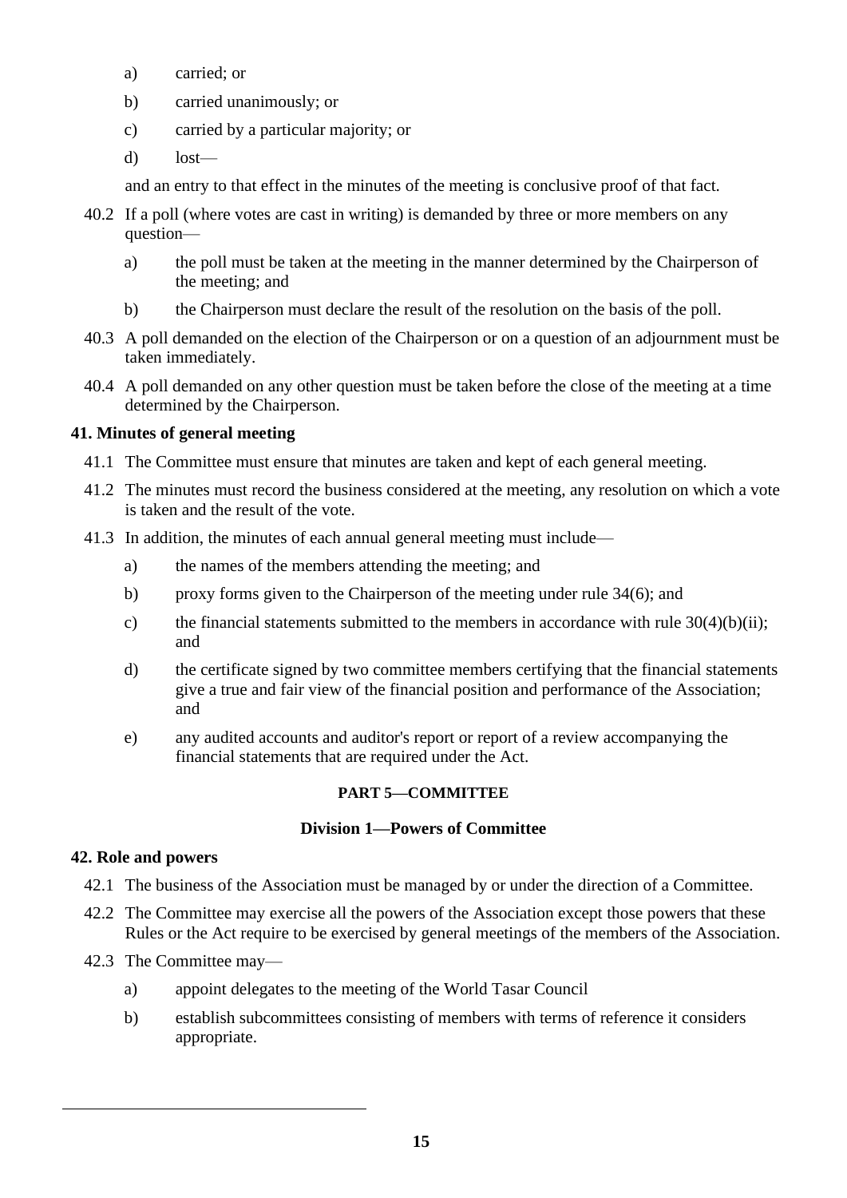a) carried; or

b) carried unanimously; or

c) carried by a particular majority; or

d) lost—

and an entry to that effect in the minutes of the meeting is conclusive proof of that fact.

40.2 If a poll (where votes are cast in writing) is demanded by three or more members on any question—

a) the poll must be taken at the meeting in the manner determined by the Chairperson of the meeting; and

b) the Chairperson must declare the result of the resolution on the basis of the poll.

40.3 A poll demanded on the election of the Chairperson or on a question of an adjournment must be taken immediately.

40.4 A poll demanded on any other question must be taken before the close of the meeting at a time determined by the Chairperson.

**41. Minutes of general meeting**

41.1 The Committee must ensure that minutes are taken and kept of each general meeting.

41.2 The minutes must record the business considered at the meeting, any resolution on which a vote is taken and the result of the vote.

41.3 In addition, the minutes of each annual general meeting must include—

a) the names of the members attending the meeting; and

b) proxy forms given to the Chairperson of the meeting under rule 34(6); and

c) the financial statements submitted to the members in accordance with rule 30(4)(b)(ii); and

d) the certificate signed by two committee members certifying that the financial statements give a true and fair view of the financial position and performance of the Association; and

e) any audited accounts and auditor's report or report of a review accompanying the financial statements that are required under the Act.

## PART 5—COMMITTEE

### Division 1—Powers of Committee

**42. Role and powers**

42.1 The business of the Association must be managed by or under the direction of a Committee.

42.2 The Committee may exercise all the powers of the Association except those powers that these Rules or the Act require to be exercised by general meetings of the members of the Association.

42.3 The Committee may—

a) appoint delegates to the meeting of the World Tasar Council

b) establish subcommittees consisting of members with terms of reference it considers appropriate.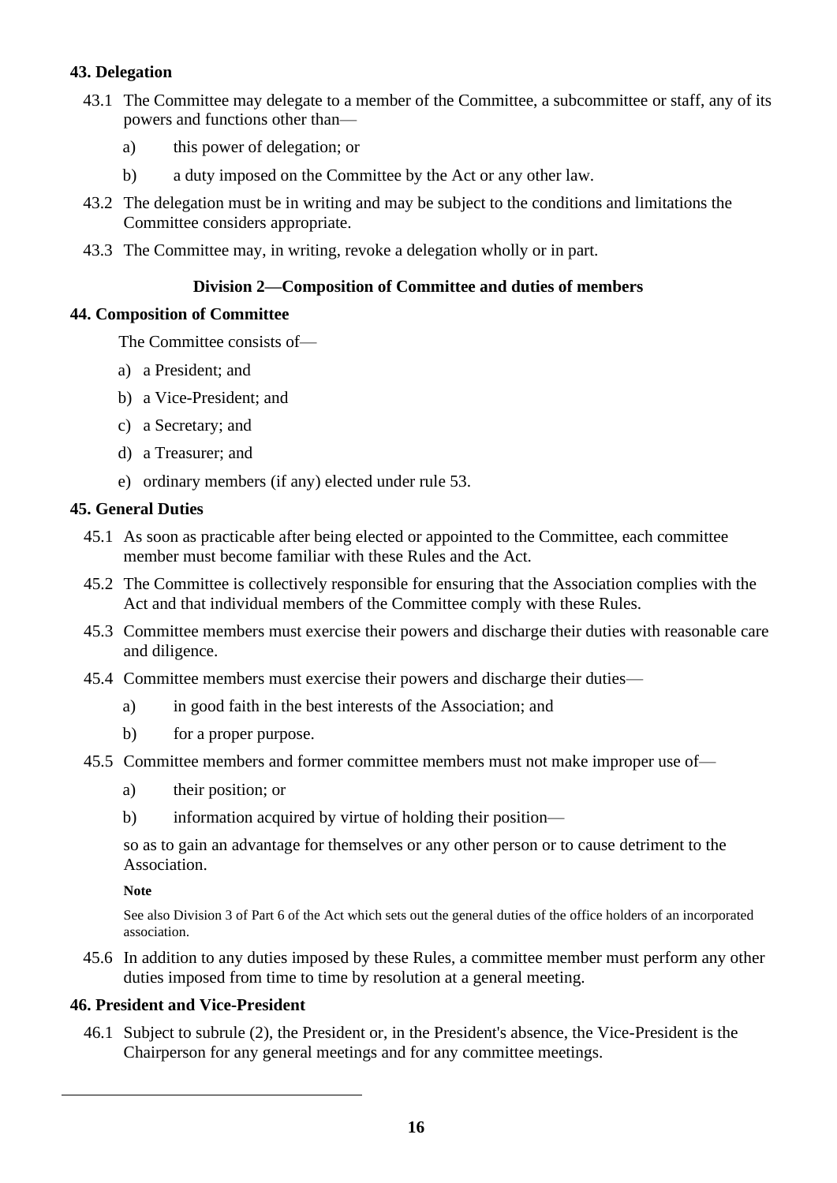### 43. Delegation

43.1 The Committee may delegate to a member of the Committee, a subcommittee or staff, any of its powers and functions other than—

a) this power of delegation; or

b) a duty imposed on the Committee by the Act or any other law.

43.2 The delegation must be in writing and may be subject to the conditions and limitations the Committee considers appropriate.

43.3 The Committee may, in writing, revoke a delegation wholly or in part.

## Division 2—Composition of Committee and duties of members

### 44. Composition of Committee

The Committee consists of—

a) a President; and

b) a Vice-President; and

c) a Secretary; and

d) a Treasurer; and

e) ordinary members (if any) elected under rule 53.

### 45. General Duties

45.1 As soon as practicable after being elected or appointed to the Committee, each committee member must become familiar with these Rules and the Act.

45.2 The Committee is collectively responsible for ensuring that the Association complies with the Act and that individual members of the Committee comply with these Rules.

45.3 Committee members must exercise their powers and discharge their duties with reasonable care and diligence.

45.4 Committee members must exercise their powers and discharge their duties—

a) in good faith in the best interests of the Association; and

b) for a proper purpose.

45.5 Committee members and former committee members must not make improper use of—

a) their position; or

b) information acquired by virtue of holding their position—

so as to gain an advantage for themselves or any other person or to cause detriment to the Association.

**Note**

See also Division 3 of Part 6 of the Act which sets out the general duties of the office holders of an incorporated association.

45.6 In addition to any duties imposed by these Rules, a committee member must perform any other duties imposed from time to time by resolution at a general meeting.

### 46. President and Vice-President

46.1 Subject to subrule (2), the President or, in the President's absence, the Vice-President is the Chairperson for any general meetings and for any committee meetings.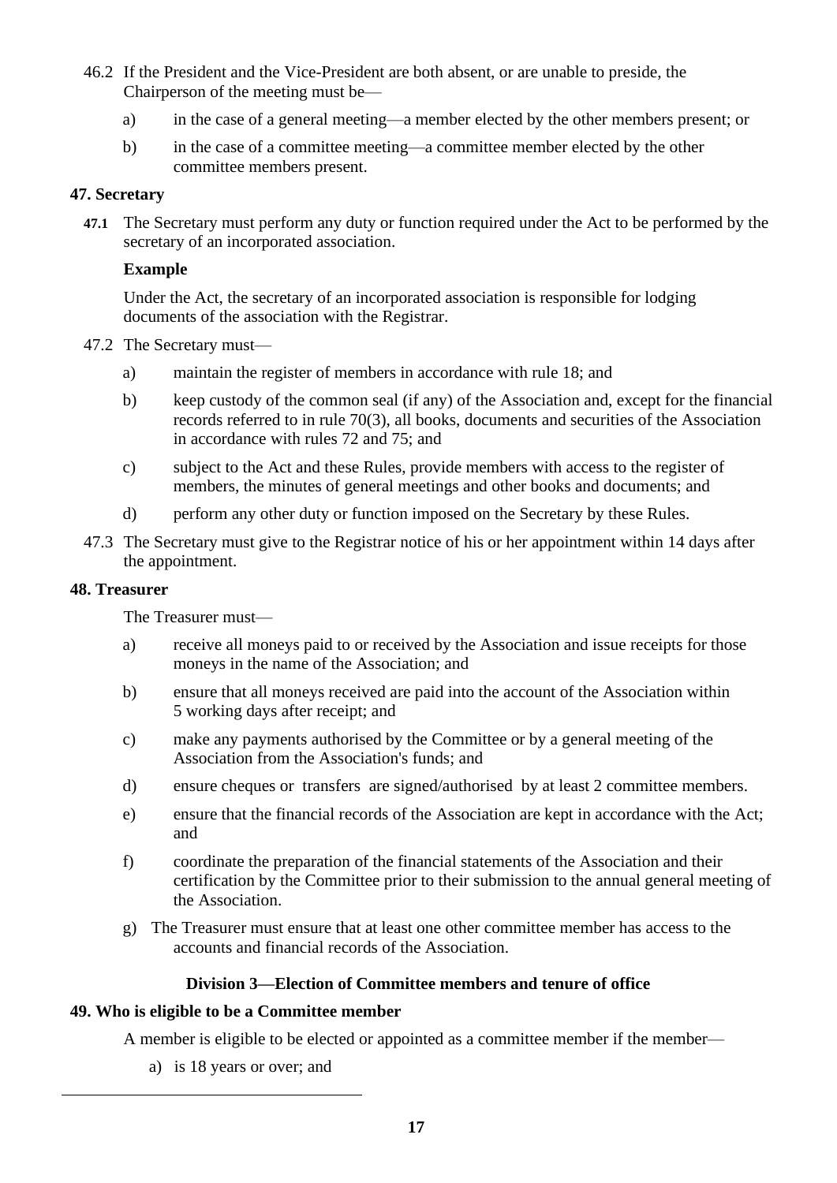46.2 If the President and the Vice-President are both absent, or are unable to preside, the Chairperson of the meeting must be—

a) in the case of a general meeting—a member elected by the other members present; or

b) in the case of a committee meeting—a committee member elected by the other committee members present.

### 47. Secretary

**47.1** The Secretary must perform any duty or function required under the Act to be performed by the secretary of an incorporated association.

**Example**

Under the Act, the secretary of an incorporated association is responsible for lodging documents of the association with the Registrar.

47.2 The Secretary must—

a) maintain the register of members in accordance with rule 18; and

b) keep custody of the common seal (if any) of the Association and, except for the financial records referred to in rule 70(3), all books, documents and securities of the Association in accordance with rules 72 and 75; and

c) subject to the Act and these Rules, provide members with access to the register of members, the minutes of general meetings and other books and documents; and

d) perform any other duty or function imposed on the Secretary by these Rules.

47.3 The Secretary must give to the Registrar notice of his or her appointment within 14 days after the appointment.

### 48. Treasurer

The Treasurer must—

a) receive all moneys paid to or received by the Association and issue receipts for those moneys in the name of the Association; and

b) ensure that all moneys received are paid into the account of the Association within 5 working days after receipt; and

c) make any payments authorised by the Committee or by a general meeting of the Association from the Association's funds; and

d) ensure cheques or transfers are signed/authorised by at least 2 committee members.

e) ensure that the financial records of the Association are kept in accordance with the Act; and

f) coordinate the preparation of the financial statements of the Association and their certification by the Committee prior to their submission to the annual general meeting of the Association.

g) The Treasurer must ensure that at least one other committee member has access to the accounts and financial records of the Association.

## Division 3—Election of Committee members and tenure of office

### 49. Who is eligible to be a Committee member

A member is eligible to be elected or appointed as a committee member if the member—

a) is 18 years or over; and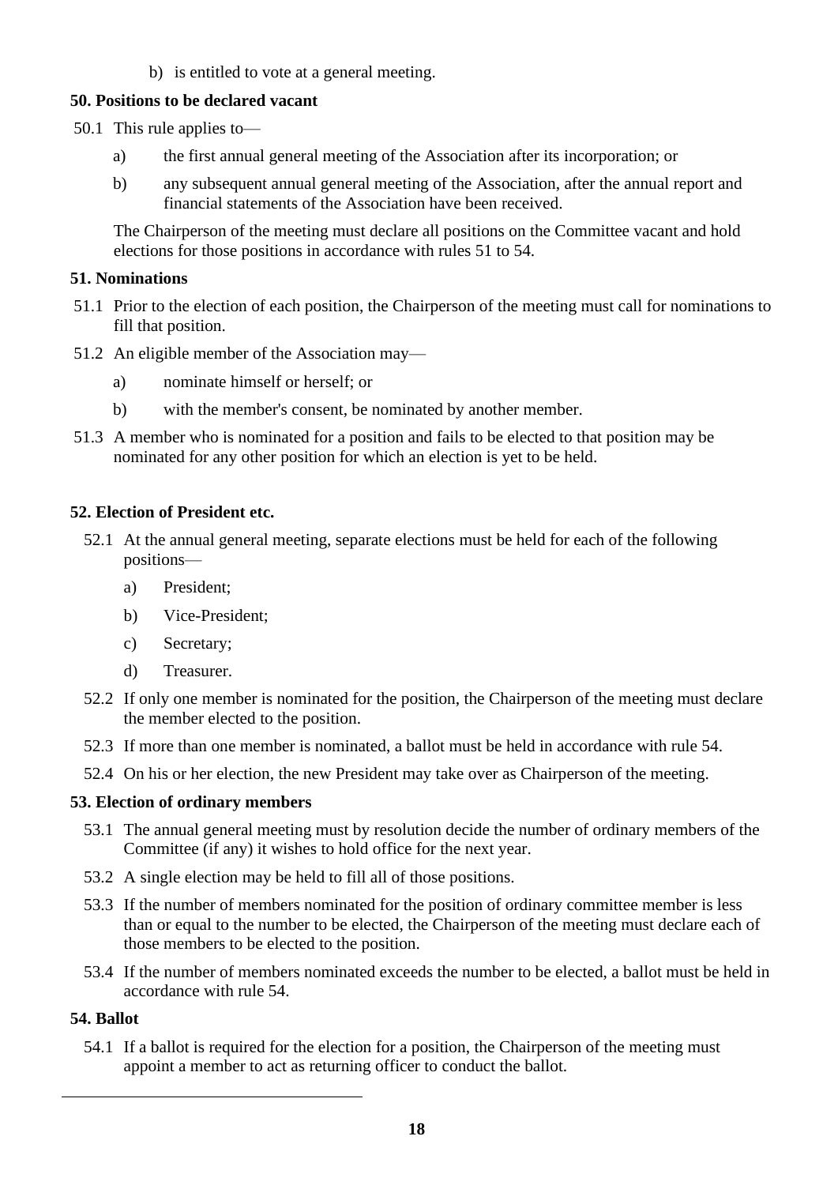b) is entitled to vote at a general meeting.

**50. Positions to be declared vacant**

50.1 This rule applies to—

a) the first annual general meeting of the Association after its incorporation; or

b) any subsequent annual general meeting of the Association, after the annual report and financial statements of the Association have been received.

The Chairperson of the meeting must declare all positions on the Committee vacant and hold elections for those positions in accordance with rules 51 to 54.

**51. Nominations**

51.1 Prior to the election of each position, the Chairperson of the meeting must call for nominations to fill that position.

51.2 An eligible member of the Association may—

a) nominate himself or herself; or

b) with the member's consent, be nominated by another member.

51.3 A member who is nominated for a position and fails to be elected to that position may be nominated for any other position for which an election is yet to be held.

**52. Election of President etc.**

52.1 At the annual general meeting, separate elections must be held for each of the following positions—

a) President;

b) Vice-President;

c) Secretary;

d) Treasurer.

52.2 If only one member is nominated for the position, the Chairperson of the meeting must declare the member elected to the position.

52.3 If more than one member is nominated, a ballot must be held in accordance with rule 54.

52.4 On his or her election, the new President may take over as Chairperson of the meeting.

**53. Election of ordinary members**

53.1 The annual general meeting must by resolution decide the number of ordinary members of the Committee (if any) it wishes to hold office for the next year.

53.2 A single election may be held to fill all of those positions.

53.3 If the number of members nominated for the position of ordinary committee member is less than or equal to the number to be elected, the Chairperson of the meeting must declare each of those members to be elected to the position.

53.4 If the number of members nominated exceeds the number to be elected, a ballot must be held in accordance with rule 54.

**54. Ballot**

54.1 If a ballot is required for the election for a position, the Chairperson of the meeting must appoint a member to act as returning officer to conduct the ballot.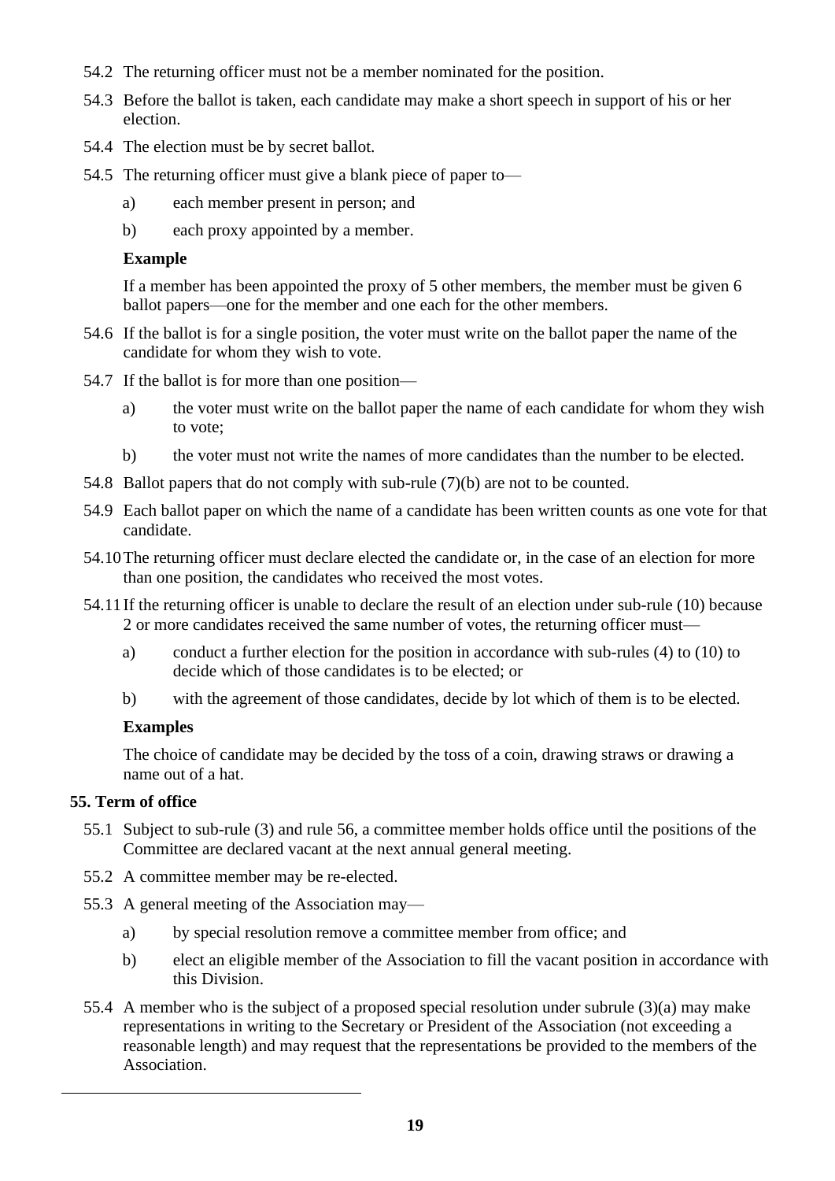54.2 The returning officer must not be a member nominated for the position.

54.3 Before the ballot is taken, each candidate may make a short speech in support of his or her election.

54.4 The election must be by secret ballot.

54.5 The returning officer must give a blank piece of paper to—

a) each member present in person; and

b) each proxy appointed by a member.

**Example**

If a member has been appointed the proxy of 5 other members, the member must be given 6 ballot papers—one for the member and one each for the other members.

54.6 If the ballot is for a single position, the voter must write on the ballot paper the name of the candidate for whom they wish to vote.

54.7 If the ballot is for more than one position—

a) the voter must write on the ballot paper the name of each candidate for whom they wish to vote;

b) the voter must not write the names of more candidates than the number to be elected.

54.8 Ballot papers that do not comply with sub-rule (7)(b) are not to be counted.

54.9 Each ballot paper on which the name of a candidate has been written counts as one vote for that candidate.

54.10 The returning officer must declare elected the candidate or, in the case of an election for more than one position, the candidates who received the most votes.

54.11 If the returning officer is unable to declare the result of an election under sub-rule (10) because 2 or more candidates received the same number of votes, the returning officer must—

a) conduct a further election for the position in accordance with sub-rules (4) to (10) to decide which of those candidates is to be elected; or

b) with the agreement of those candidates, decide by lot which of them is to be elected.

**Examples**

The choice of candidate may be decided by the toss of a coin, drawing straws or drawing a name out of a hat.

**55. Term of office**

55.1 Subject to sub-rule (3) and rule 56, a committee member holds office until the positions of the Committee are declared vacant at the next annual general meeting.

55.2 A committee member may be re-elected.

55.3 A general meeting of the Association may—

a) by special resolution remove a committee member from office; and

b) elect an eligible member of the Association to fill the vacant position in accordance with this Division.

55.4 A member who is the subject of a proposed special resolution under subrule (3)(a) may make representations in writing to the Secretary or President of the Association (not exceeding a reasonable length) and may request that the representations be provided to the members of the Association.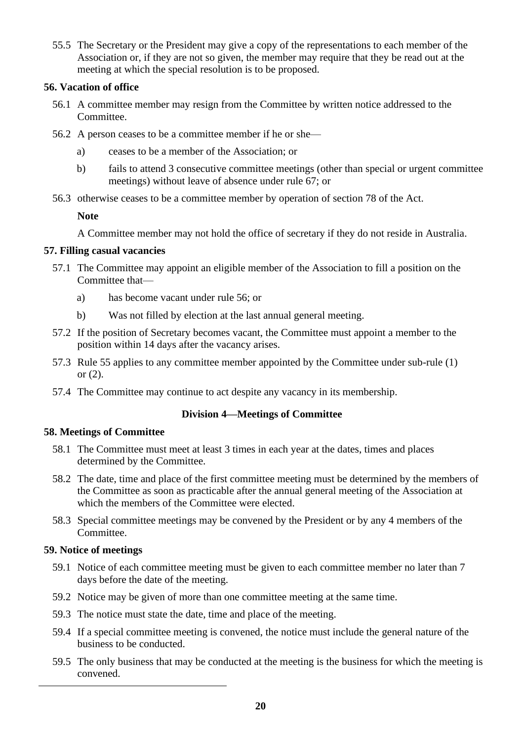55.5 The Secretary or the President may give a copy of the representations to each member of the Association or, if they are not so given, the member may require that they be read out at the meeting at which the special resolution is to be proposed.

### 56. Vacation of office

56.1 A committee member may resign from the Committee by written notice addressed to the Committee.

56.2 A person ceases to be a committee member if he or she—

a) ceases to be a member of the Association; or

b) fails to attend 3 consecutive committee meetings (other than special or urgent committee meetings) without leave of absence under rule 67; or

56.3 otherwise ceases to be a committee member by operation of section 78 of the Act.

**Note**

A Committee member may not hold the office of secretary if they do not reside in Australia.

### 57. Filling casual vacancies

57.1 The Committee may appoint an eligible member of the Association to fill a position on the Committee that—

a) has become vacant under rule 56; or

b) Was not filled by election at the last annual general meeting.

57.2 If the position of Secretary becomes vacant, the Committee must appoint a member to the position within 14 days after the vacancy arises.

57.3 Rule 55 applies to any committee member appointed by the Committee under sub-rule (1) or (2).

57.4 The Committee may continue to act despite any vacancy in its membership.

## Division 4—Meetings of Committee

### 58. Meetings of Committee

58.1 The Committee must meet at least 3 times in each year at the dates, times and places determined by the Committee.

58.2 The date, time and place of the first committee meeting must be determined by the members of the Committee as soon as practicable after the annual general meeting of the Association at which the members of the Committee were elected.

58.3 Special committee meetings may be convened by the President or by any 4 members of the Committee.

### 59. Notice of meetings

59.1 Notice of each committee meeting must be given to each committee member no later than 7 days before the date of the meeting.

59.2 Notice may be given of more than one committee meeting at the same time.

59.3 The notice must state the date, time and place of the meeting.

59.4 If a special committee meeting is convened, the notice must include the general nature of the business to be conducted.

59.5 The only business that may be conducted at the meeting is the business for which the meeting is convened.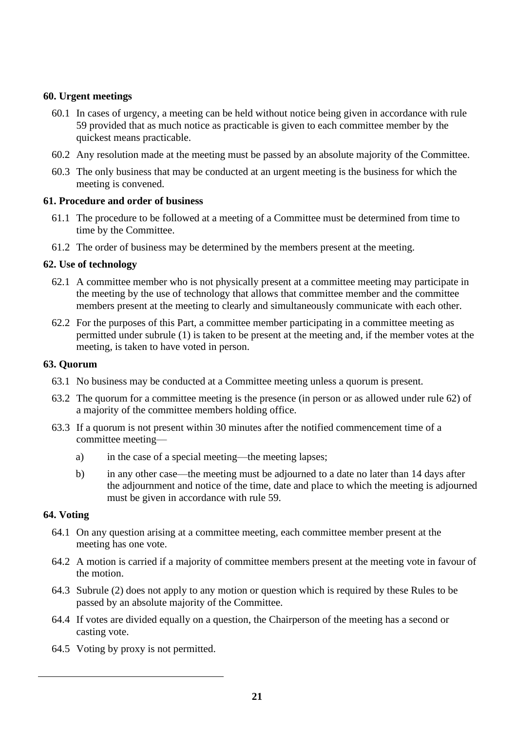### 60. Urgent meetings

60.1 In cases of urgency, a meeting can be held without notice being given in accordance with rule 59 provided that as much notice as practicable is given to each committee member by the quickest means practicable.

60.2 Any resolution made at the meeting must be passed by an absolute majority of the Committee.

60.3 The only business that may be conducted at an urgent meeting is the business for which the meeting is convened.

### 61. Procedure and order of business

61.1 The procedure to be followed at a meeting of a Committee must be determined from time to time by the Committee.

61.2 The order of business may be determined by the members present at the meeting.

### 62. Use of technology

62.1 A committee member who is not physically present at a committee meeting may participate in the meeting by the use of technology that allows that committee member and the committee members present at the meeting to clearly and simultaneously communicate with each other.

62.2 For the purposes of this Part, a committee member participating in a committee meeting as permitted under subrule (1) is taken to be present at the meeting and, if the member votes at the meeting, is taken to have voted in person.

### 63. Quorum

63.1 No business may be conducted at a Committee meeting unless a quorum is present.

63.2 The quorum for a committee meeting is the presence (in person or as allowed under rule 62) of a majority of the committee members holding office.

63.3 If a quorum is not present within 30 minutes after the notified commencement time of a committee meeting—

- a) in the case of a special meeting—the meeting lapses;
- b) in any other case—the meeting must be adjourned to a date no later than 14 days after the adjournment and notice of the time, date and place to which the meeting is adjourned must be given in accordance with rule 59.

### 64. Voting

64.1 On any question arising at a committee meeting, each committee member present at the meeting has one vote.

64.2 A motion is carried if a majority of committee members present at the meeting vote in favour of the motion.

64.3 Subrule (2) does not apply to any motion or question which is required by these Rules to be passed by an absolute majority of the Committee.

64.4 If votes are divided equally on a question, the Chairperson of the meeting has a second or casting vote.

64.5 Voting by proxy is not permitted.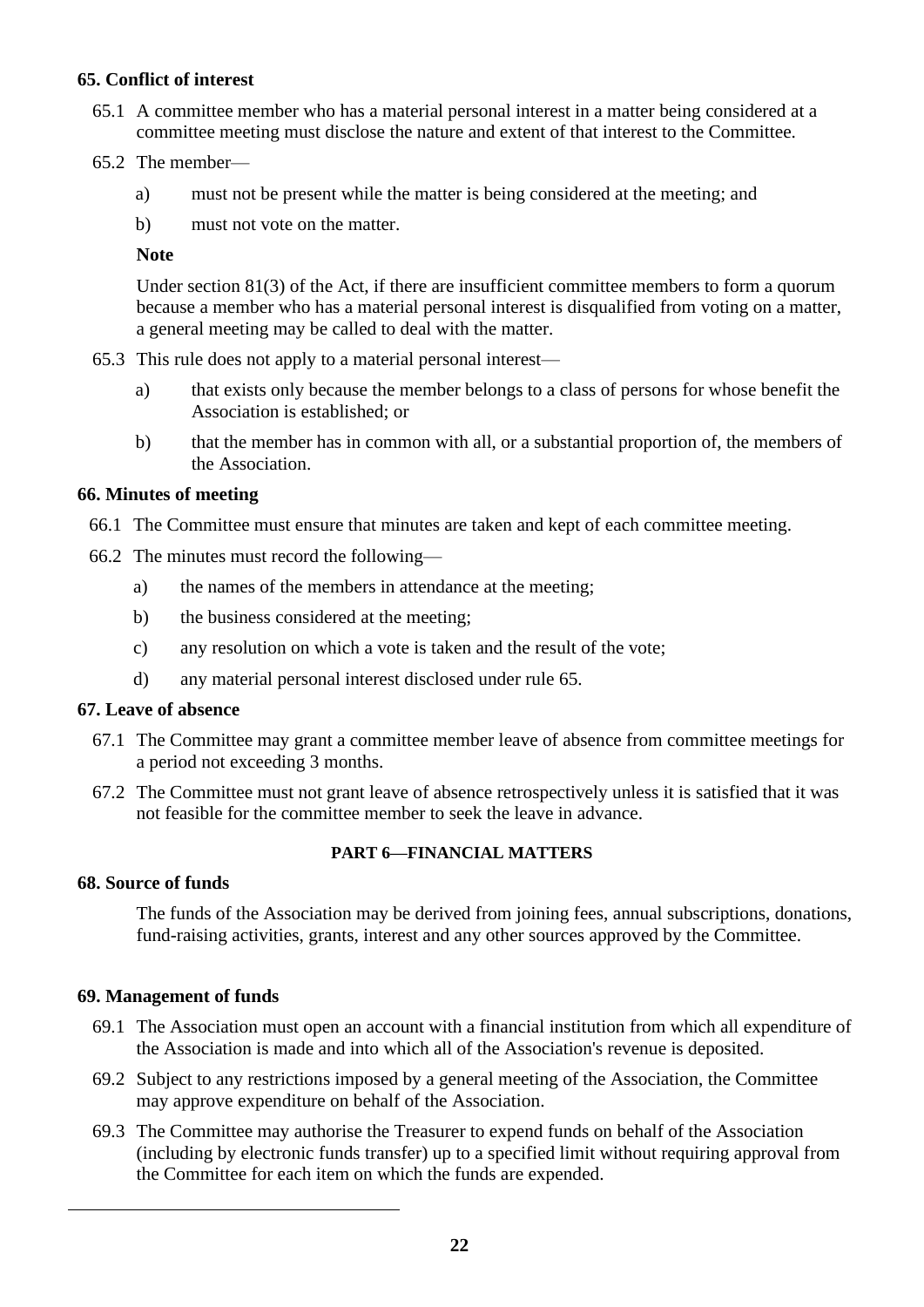**65. Conflict of interest**

65.1 A committee member who has a material personal interest in a matter being considered at a committee meeting must disclose the nature and extent of that interest to the Committee.

65.2 The member—

a) must not be present while the matter is being considered at the meeting; and

b) must not vote on the matter.

**Note**

Under section 81(3) of the Act, if there are insufficient committee members to form a quorum because a member who has a material personal interest is disqualified from voting on a matter, a general meeting may be called to deal with the matter.

65.3 This rule does not apply to a material personal interest—

a) that exists only because the member belongs to a class of persons for whose benefit the Association is established; or

b) that the member has in common with all, or a substantial proportion of, the members of the Association.

**66. Minutes of meeting**

66.1 The Committee must ensure that minutes are taken and kept of each committee meeting.

66.2 The minutes must record the following—

a) the names of the members in attendance at the meeting;

b) the business considered at the meeting;

c) any resolution on which a vote is taken and the result of the vote;

d) any material personal interest disclosed under rule 65.

**67. Leave of absence**

67.1 The Committee may grant a committee member leave of absence from committee meetings for a period not exceeding 3 months.

67.2 The Committee must not grant leave of absence retrospectively unless it is satisfied that it was not feasible for the committee member to seek the leave in advance.

**PART 6—FINANCIAL MATTERS**

**68. Source of funds**

The funds of the Association may be derived from joining fees, annual subscriptions, donations, fund-raising activities, grants, interest and any other sources approved by the Committee.

**69. Management of funds**

69.1 The Association must open an account with a financial institution from which all expenditure of the Association is made and into which all of the Association's revenue is deposited.

69.2 Subject to any restrictions imposed by a general meeting of the Association, the Committee may approve expenditure on behalf of the Association.

69.3 The Committee may authorise the Treasurer to expend funds on behalf of the Association (including by electronic funds transfer) up to a specified limit without requiring approval from the Committee for each item on which the funds are expended.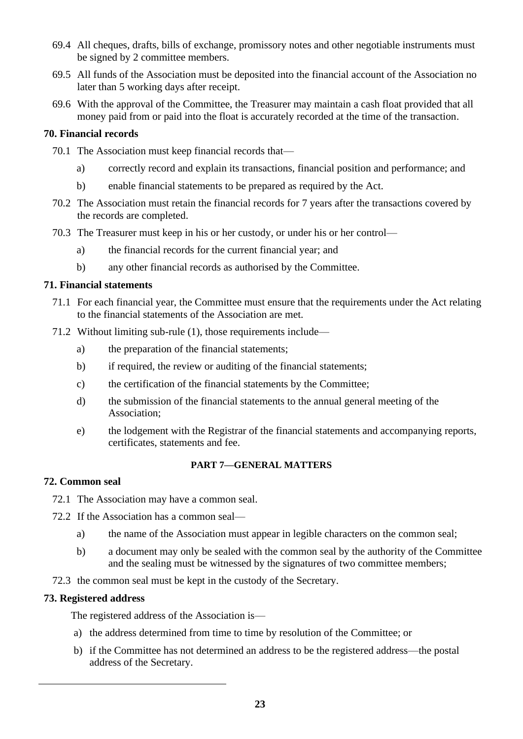69.4 All cheques, drafts, bills of exchange, promissory notes and other negotiable instruments must be signed by 2 committee members.

69.5 All funds of the Association must be deposited into the financial account of the Association no later than 5 working days after receipt.

69.6 With the approval of the Committee, the Treasurer may maintain a cash float provided that all money paid from or paid into the float is accurately recorded at the time of the transaction.

**70. Financial records**

70.1 The Association must keep financial records that—

a) correctly record and explain its transactions, financial position and performance; and

b) enable financial statements to be prepared as required by the Act.

70.2 The Association must retain the financial records for 7 years after the transactions covered by the records are completed.

70.3 The Treasurer must keep in his or her custody, or under his or her control—

a) the financial records for the current financial year; and

b) any other financial records as authorised by the Committee.

**71. Financial statements**

71.1 For each financial year, the Committee must ensure that the requirements under the Act relating to the financial statements of the Association are met.

71.2 Without limiting sub-rule (1), those requirements include—

a) the preparation of the financial statements;

b) if required, the review or auditing of the financial statements;

c) the certification of the financial statements by the Committee;

d) the submission of the financial statements to the annual general meeting of the Association;

e) the lodgement with the Registrar of the financial statements and accompanying reports, certificates, statements and fee.

## PART 7—GENERAL MATTERS

**72. Common seal**

72.1 The Association may have a common seal.

72.2 If the Association has a common seal—

a) the name of the Association must appear in legible characters on the common seal;

b) a document may only be sealed with the common seal by the authority of the Committee and the sealing must be witnessed by the signatures of two committee members;

72.3 the common seal must be kept in the custody of the Secretary.

**73. Registered address**

The registered address of the Association is—

a) the address determined from time to time by resolution of the Committee; or

b) if the Committee has not determined an address to be the registered address—the postal address of the Secretary.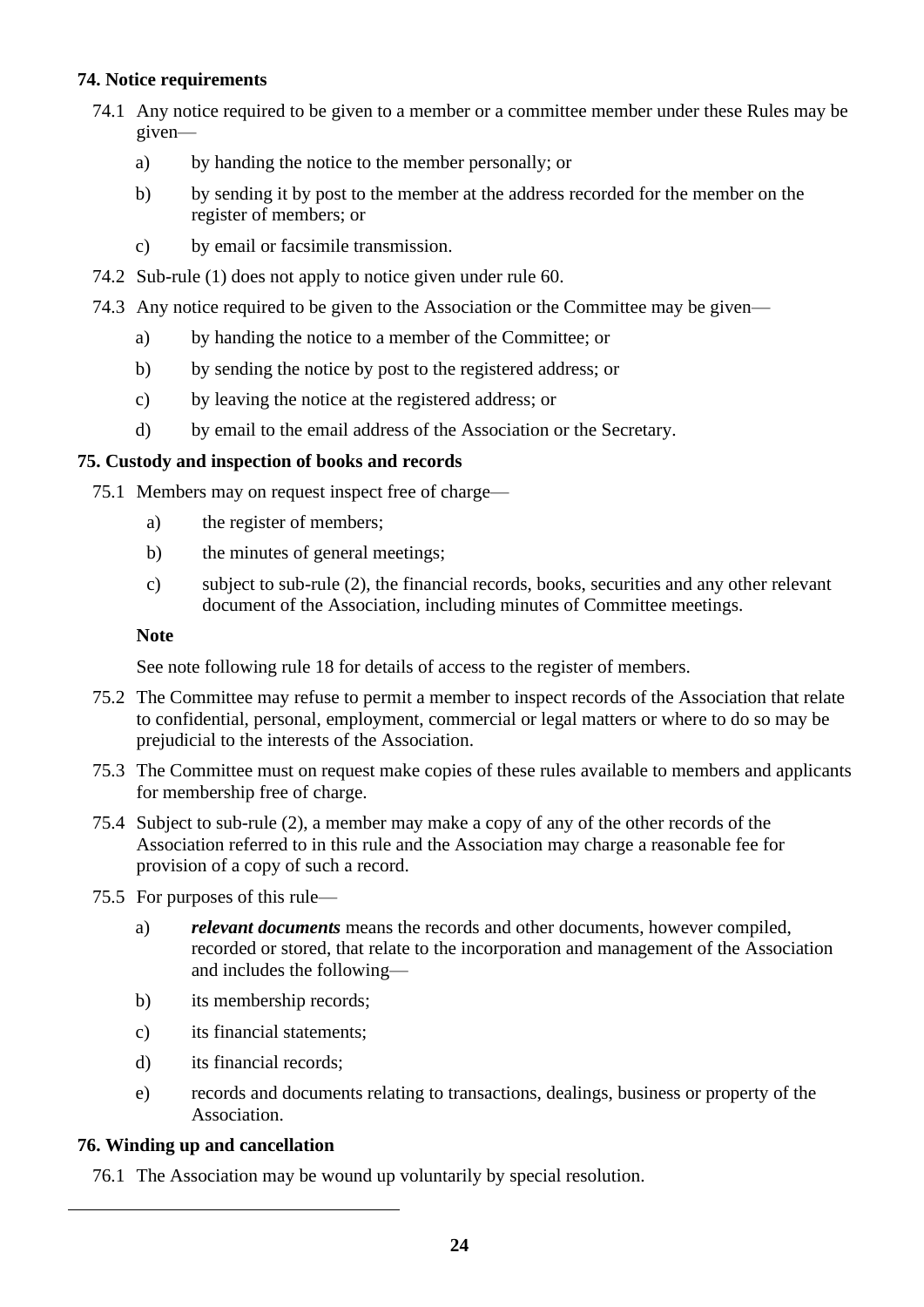**74. Notice requirements**

74.1 Any notice required to be given to a member or a committee member under these Rules may be given—

a) by handing the notice to the member personally; or

b) by sending it by post to the member at the address recorded for the member on the register of members; or

c) by email or facsimile transmission.

74.2 Sub-rule (1) does not apply to notice given under rule 60.

74.3 Any notice required to be given to the Association or the Committee may be given—

a) by handing the notice to a member of the Committee; or

b) by sending the notice by post to the registered address; or

c) by leaving the notice at the registered address; or

d) by email to the email address of the Association or the Secretary.

**75. Custody and inspection of books and records**

75.1 Members may on request inspect free of charge—

a) the register of members;

b) the minutes of general meetings;

c) subject to sub-rule (2), the financial records, books, securities and any other relevant document of the Association, including minutes of Committee meetings.

**Note**

See note following rule 18 for details of access to the register of members.

75.2 The Committee may refuse to permit a member to inspect records of the Association that relate to confidential, personal, employment, commercial or legal matters or where to do so may be prejudicial to the interests of the Association.

75.3 The Committee must on request make copies of these rules available to members and applicants for membership free of charge.

75.4 Subject to sub-rule (2), a member may make a copy of any of the other records of the Association referred to in this rule and the Association may charge a reasonable fee for provision of a copy of such a record.

75.5 For purposes of this rule—

a) ***relevant documents*** means the records and other documents, however compiled, recorded or stored, that relate to the incorporation and management of the Association and includes the following—

b) its membership records;

c) its financial statements;

d) its financial records;

e) records and documents relating to transactions, dealings, business or property of the Association.

**76. Winding up and cancellation**

76.1 The Association may be wound up voluntarily by special resolution.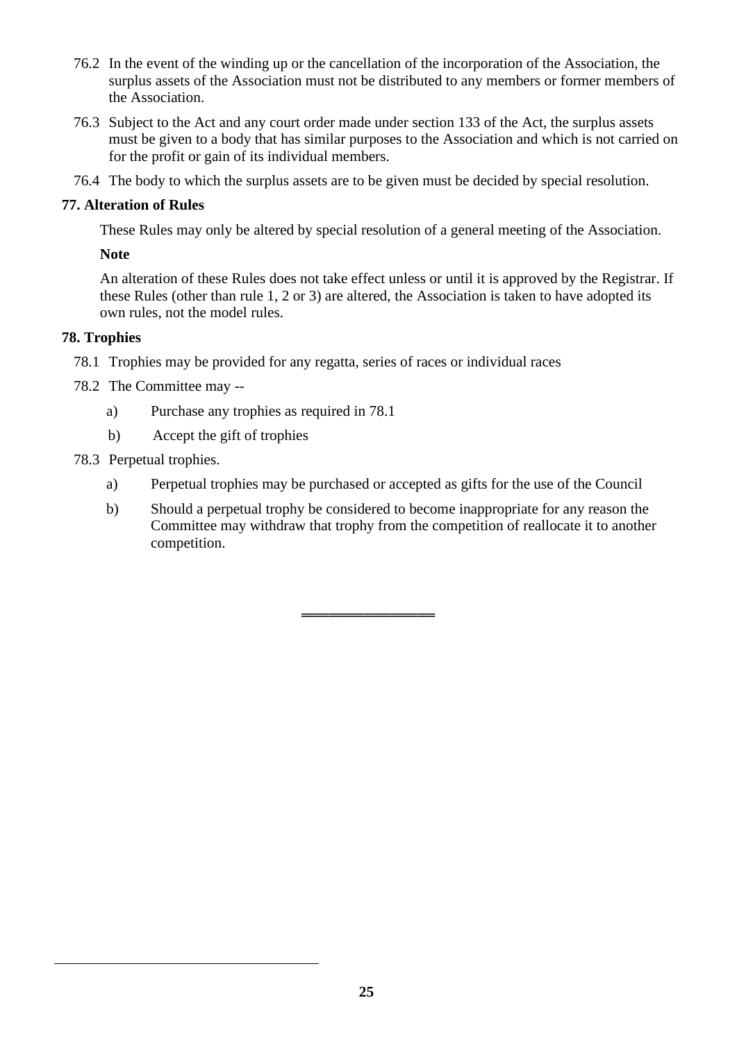76.2 In the event of the winding up or the cancellation of the incorporation of the Association, the surplus assets of the Association must not be distributed to any members or former members of the Association.

76.3 Subject to the Act and any court order made under section 133 of the Act, the surplus assets must be given to a body that has similar purposes to the Association and which is not carried on for the profit or gain of its individual members.

76.4 The body to which the surplus assets are to be given must be decided by special resolution.

**77. Alteration of Rules**

These Rules may only be altered by special resolution of a general meeting of the Association.

**Note**

An alteration of these Rules does not take effect unless or until it is approved by the Registrar. If these Rules (other than rule 1, 2 or 3) are altered, the Association is taken to have adopted its own rules, not the model rules.

**78. Trophies**

78.1 Trophies may be provided for any regatta, series of races or individual races

78.2 The Committee may --

a) Purchase any trophies as required in 78.1

b) Accept the gift of trophies

78.3 Perpetual trophies.

a) Perpetual trophies may be purchased or accepted as gifts for the use of the Council

b) Should a perpetual trophy be considered to become inappropriate for any reason the Committee may withdraw that trophy from the competition of reallocate it to another competition.